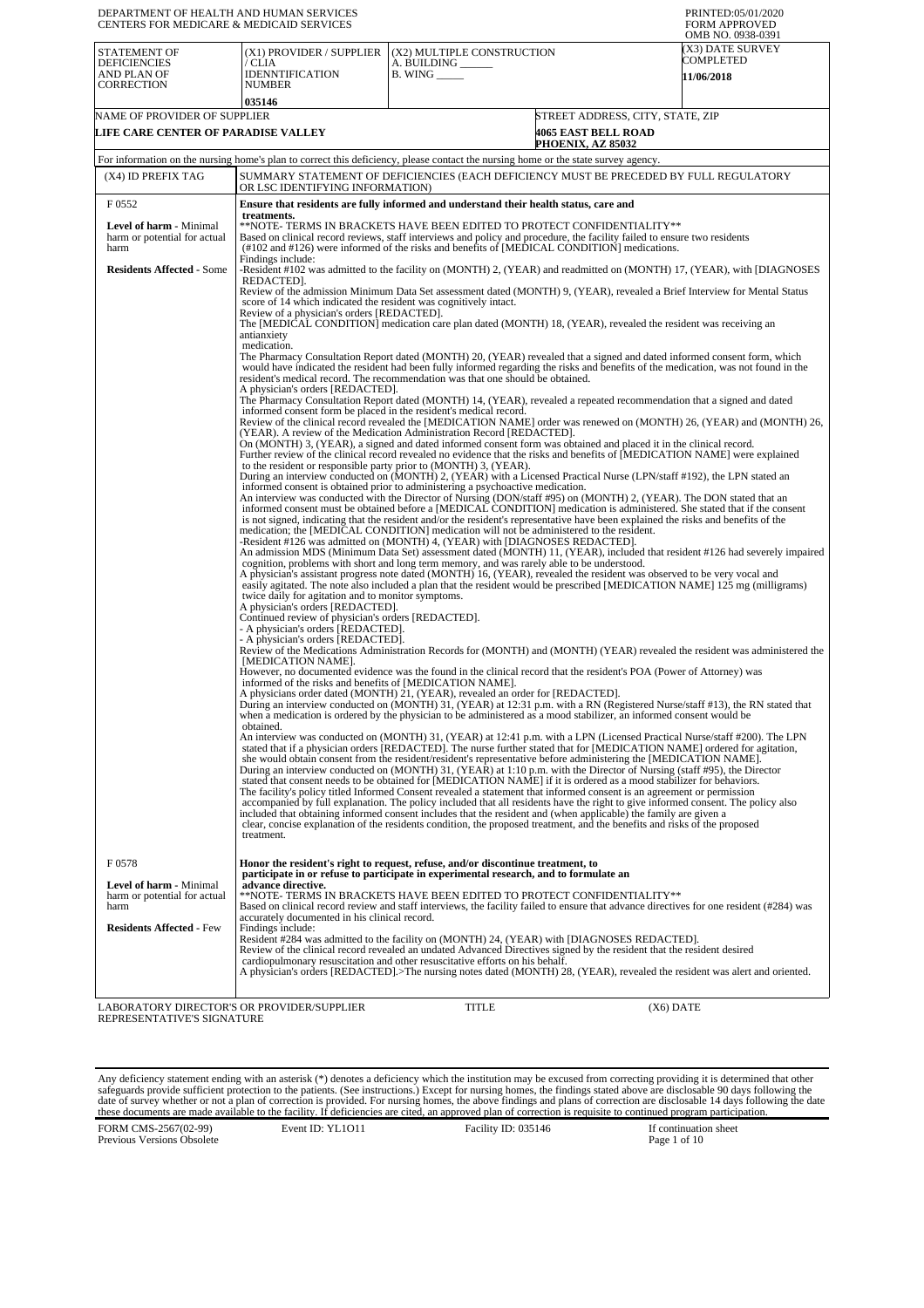DEPARTMENT OF HEALTH AND HUMAN SERVICES
CENTERS FOR MEDICARE & MEDICAID SERVICES

PRINTED:05/01/2020
FORM APPROVED
OMB NO. 0938-0391

| STATEMENT OF DEFICIENCIES AND PLAN OF CORRECTION | (X1) PROVIDER / SUPPLIER / CLIA IDENNTIFICATION NUMBER | (X2) MULTIPLE CONSTRUCTION A. BUILDING ______ B. WING _____ | (X3) DATE SURVEY COMPLETED |
|---|---|---|---|
| | 035146 | | 11/06/2018 |

| NAME OF PROVIDER OF SUPPLIER | STREET ADDRESS, CITY, STATE, ZIP |
|---|---|
| LIFE CARE CENTER OF PARADISE VALLEY | 4065 EAST BELL ROAD PHOENIX, AZ 85032 |

For information on the nursing home's plan to correct this deficiency, please contact the nursing home or the state survey agency.

| (X4) ID PREFIX TAG | SUMMARY STATEMENT OF DEFICIENCIES (EACH DEFICIENCY MUST BE PRECEDED BY FULL REGULATORY OR LSC IDENTIFYING INFORMATION) |
|---|---|
| F 0552<br><br>**Level of harm** - Minimal harm or potential for actual harm<br><br>**Residents Affected** - Some | **Ensure that residents are fully informed and understand their health status, care and treatments.**<br>**NOTE- TERMS IN BRACKETS HAVE BEEN EDITED TO PROTECT CONFIDENTIALITY**<br>Based on clinical record reviews, staff interviews and policy and procedure, the facility failed to ensure two residents (#102 and #126) were informed of the risks and benefits of [MEDICAL CONDITION] medications.<br>Findings include:<br>-Resident #102 was admitted to the facility on (MONTH) 2, (YEAR) and readmitted on (MONTH) 17, (YEAR), with [DIAGNOSES REDACTED].<br>Review of the admission Minimum Data Set assessment dated (MONTH) 9, (YEAR), revealed a Brief Interview for Mental Status score of 14 which indicated the resident was cognitively intact.<br>Review of a physician's orders [REDACTED].<br>The [MEDICAL CONDITION] medication care plan dated (MONTH) 18, (YEAR), revealed the resident was receiving an antianxiety medication.<br>The Pharmacy Consultation Report dated (MONTH) 20, (YEAR) revealed that a signed and dated informed consent form, which would have indicated the resident had been fully informed regarding the risks and benefits of the medication, was not found in the resident's medical record. The recommendation was that one should be obtained.<br>A physician's orders [REDACTED].<br>The Pharmacy Consultation Report dated (MONTH) 14, (YEAR), revealed a repeated recommendation that a signed and dated informed consent form be placed in the resident's medical record.<br>Review of the clinical record revealed the [MEDICATION NAME] order was renewed on (MONTH) 26, (YEAR) and (MONTH) 26, (YEAR). A review of the Medication Administration Record [REDACTED].<br>On (MONTH) 3, (YEAR), a signed and dated informed consent form was obtained and placed it in the clinical record.<br>Further review of the clinical record revealed no evidence that the risks and benefits of [MEDICATION NAME] were explained to the resident or responsible party prior to (MONTH) 3, (YEAR).<br>During an interview conducted on (MONTH) 2, (YEAR) with a Licensed Practical Nurse (LPN/staff #192), the LPN stated an informed consent is obtained prior to administering a psychoactive medication.<br>An interview was conducted with the Director of Nursing (DON/staff #95) on (MONTH) 2, (YEAR). The DON stated that an informed consent must be obtained before a [MEDICAL CONDITION] medication is administered. She stated that if the consent is not signed, indicating that the resident and/or the resident's representative have been explained the risks and benefits of the medication; the [MEDICAL CONDITION] medication will not be administered to the resident.<br>-Resident #126 was admitted on (MONTH) 4, (YEAR) with [DIAGNOSES REDACTED].<br>An admission MDS (Minimum Data Set) assessment dated (MONTH) 11, (YEAR), included that resident #126 had severely impaired cognition, problems with short and long term memory, and was rarely able to be understood.<br>A physician's assistant progress note dated (MONTH) 16, (YEAR), revealed the resident was observed to be very vocal and easily agitated. The note also included a plan that the resident would be prescribed [MEDICATION NAME] 125 mg (milligrams) twice daily for agitation and to monitor symptoms.<br>A physician's orders [REDACTED].<br>Continued review of physician's orders [REDACTED].<br>- A physician's orders [REDACTED].<br>- A physician's orders [REDACTED].<br>Review of the Medications Administration Records for (MONTH) and (MONTH) (YEAR) revealed the resident was administered the [MEDICATION NAME].<br>However, no documented evidence was the found in the clinical record that the resident's POA (Power of Attorney) was informed of the risks and benefits of [MEDICATION NAME].<br>A physicians order dated (MONTH) 21, (YEAR), revealed an order for [REDACTED].<br>During an interview conducted on (MONTH) 31, (YEAR) at 12:31 p.m. with a RN (Registered Nurse/staff #13), the RN stated that when a medication is ordered by the physician to be administered as a mood stabilizer, an informed consent would be obtained.<br>An interview was conducted on (MONTH) 31, (YEAR) at 12:41 p.m. with a LPN (Licensed Practical Nurse/staff #200). The LPN stated that if a physician orders [REDACTED]. The nurse further stated that for [MEDICATION NAME] ordered for agitation, she would obtain consent from the resident/resident's representative before administering the [MEDICATION NAME].<br>During an interview conducted on (MONTH) 31, (YEAR) at 1:10 p.m. with the Director of Nursing (staff #95), the Director stated that consent needs to be obtained for [MEDICATION NAME] if it is ordered as a mood stabilizer for behaviors.<br>The facility's policy titled Informed Consent revealed a statement that informed consent is an agreement or permission accompanied by full explanation. The policy included that all residents have the right to give informed consent. The policy also included that obtaining informed consent includes that the resident and (when applicable) the family are given a clear, concise explanation of the residents condition, the proposed treatment, and the benefits and risks of the proposed treatment. |
| F 0578<br><br>**Level of harm** - Minimal harm or potential for actual harm<br><br>**Residents Affected** - Few | **Honor the resident's right to request, refuse, and/or discontinue treatment, to participate in or refuse to participate in experimental research, and to formulate an advance directive.**<br>**NOTE- TERMS IN BRACKETS HAVE BEEN EDITED TO PROTECT CONFIDENTIALITY**<br>Based on clinical record review and staff interviews, the facility failed to ensure that advance directives for one resident (#284) was accurately documented in his clinical record.<br>Findings include:<br>Resident #284 was admitted to the facility on (MONTH) 24, (YEAR) with [DIAGNOSES REDACTED].<br>Review of the clinical record revealed an undated Advanced Directives signed by the resident that the resident desired cardiopulmonary resuscitation and other resuscitative efforts on his behalf.<br>A physician's [REDACTED].>The nursing notes dated (MONTH) 28, (YEAR), revealed the resident was alert and oriented. |

LABORATORY DIRECTOR'S OR PROVIDER/SUPPLIER REPRESENTATIVE'S SIGNATURE | TITLE | (X6) DATE

Any deficiency statement ending with an asterisk (*) denotes a deficiency which the institution may be excused from correcting providing it is determined that other safeguards provide sufficient protection to the patients. (See instructions.) Except for nursing homes, the findings stated above are disclosable 90 days following the date of survey whether or not a plan of correction is provided. For nursing homes, the above findings and plans of correction are disclosable 14 days following the date these documents are made available to the facility. If deficiencies are cited, an approved plan of correction is requisite to continued program participation.

FORM CMS-2567(02-99) Previous Versions Obsolete | Event ID: YL1O11 | Facility ID: 035146 | If continuation sheet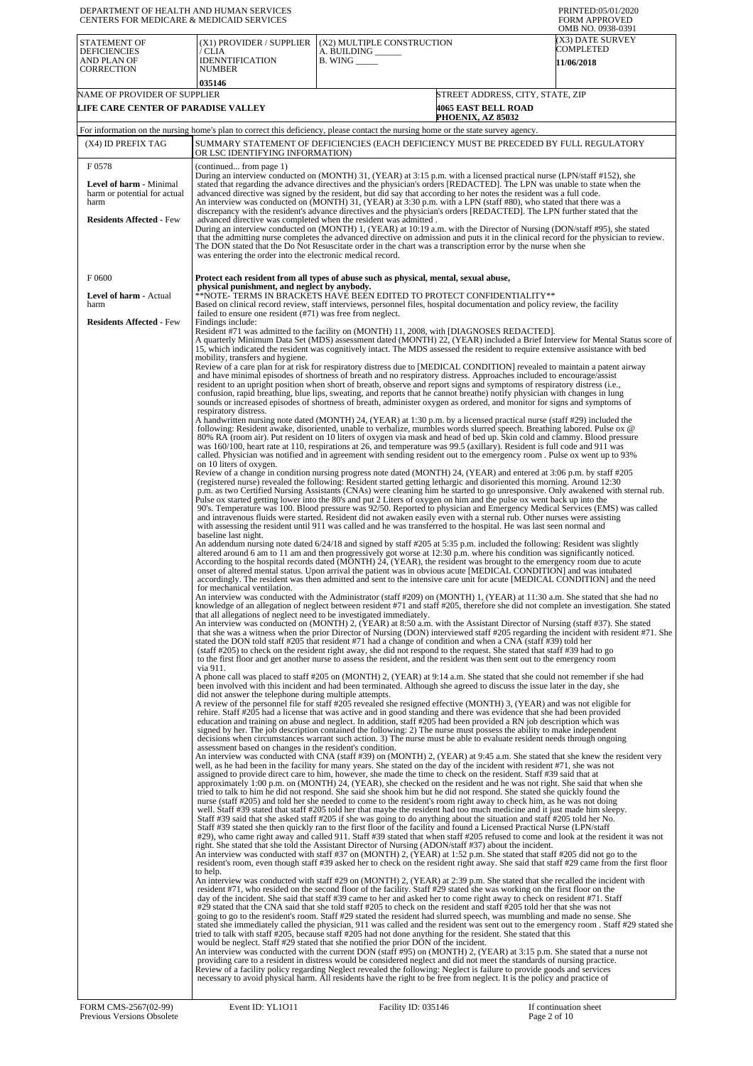DEPARTMENT OF HEALTH AND HUMAN SERVICES
CENTERS FOR MEDICARE & MEDICAID SERVICES

PRINTED:05/01/2020
FORM APPROVED
OMB NO. 0938-0391

| STATEMENT OF DEFICIENCIES AND PLAN OF CORRECTION | (X1) PROVIDER / SUPPLIER / CLIA IDENNTIFICATION NUMBER | (X2) MULTIPLE CONSTRUCTION A. BUILDING ______ B. WING _____ | (X3) DATE SURVEY COMPLETED |
|---|---|---|---|
| | 035146 | | 11/06/2018 |

| NAME OF PROVIDER OF SUPPLIER | STREET ADDRESS, CITY, STATE, ZIP |
|---|---|
| LIFE CARE CENTER OF PARADISE VALLEY | 4065 EAST BELL ROAD PHOENIX, AZ 85032 |

For information on the nursing home's plan to correct this deficiency, please contact the nursing home or the state survey agency.

| (X4) ID PREFIX TAG | SUMMARY STATEMENT OF DEFICIENCIES (EACH DEFICIENCY MUST BE PRECEDED BY FULL REGULATORY OR LSC IDENTIFYING INFORMATION) |
|---|---|
| F 0578<br><br>**Level of harm** - Minimal harm or potential for actual harm<br><br>**Residents Affected** - Few | (continued... from page 1)<br>During an interview conducted on (MONTH) 31, (YEAR) at 3:15 p.m. with a licensed practical nurse (LPN/staff #152), she stated that regarding the advance directives and the physician's orders [REDACTED]. The LPN was unable to state when the advanced directive was signed by the resident, but did say that according to her notes the resident was a full code.<br>An interview was conducted on (MONTH) 31, (YEAR) at 3:30 p.m. with a LPN (staff #80), who stated that there was a discrepancy with the resident's advance directives and the physician's orders [REDACTED]. The LPN further stated that the advanced directive was completed when the resident was admitted .<br>During an interview conducted on (MONTH) 1, (YEAR) at 10:19 a.m. with the Director of Nursing (DON/staff #95), she stated that the admitting nurse completes the advanced directive on admission and puts it in the clinical record for the physician to review. The DON stated that the Do Not Resuscitate order in the chart was a transcription error by the nurse when she was entering the order into the electronic medical record. |
| F 0600<br><br>**Level of harm** - Actual harm<br><br>**Residents Affected** - Few | **Protect each resident from all types of abuse such as physical, mental, sexual abuse, physical punishment, and neglect by anybody.**<br>**NOTE- TERMS IN BRACKETS HAVE BEEN EDITED TO PROTECT CONFIDENTIALITY**<br>Based on clinical record review, staff interviews, personnel files, hospital documentation and policy review, the facility failed to ensure one resident (#71) was free from neglect.<br>Findings include:<br>Resident #71 was admitted to the facility on (MONTH) 11, 2008, with [DIAGNOSES REDACTED].<br>A quarterly Minimum Data Set (MDS) assessment dated (MONTH) 22, (YEAR) included a Brief Interview for Mental Status score of 15, which indicated the resident was cognitively intact. The MDS assessed the resident to require extensive assistance with bed mobility, transfers and hygiene.<br>Review of a care plan for at risk for respiratory distress due to [MEDICAL CONDITION] revealed to maintain a patent airway and have minimal episodes of shortness of breath and no respiratory distress. Approaches included to encourage/assist resident to an upright position when short of breath, observe and report signs and symptoms of respiratory distress (i.e., confusion, rapid breathing, blue lips, sweating, and reports that he cannot breathe) notify physician with changes in lung sounds or increased episodes of shortness of breath, administer oxygen as ordered, and monitor for signs and symptoms of respiratory distress.<br>A handwritten nursing note dated (MONTH) 24, (YEAR) at 1:30 p.m. by a licensed practical nurse (staff #29) included the following: Resident awake, disoriented, unable to verbalize, mumbles words slurred speech. Breathing labored. Pulse ox @ 80% RA (room air). Put resident on 10 liters of oxygen via mask and head of bed up. Skin cold and clammy. Blood pressure was 160/100, heart rate at 110, respirations at 26, and temperature was 99.5 (axillary). Resident is full code and 911 was called. Physician was notified and in agreement with sending resident out to the emergency room . Pulse ox went up to 93% on 10 liters of oxygen.<br>Review of a change in condition nursing progress note dated (MONTH) 24, (YEAR) and entered at 3:06 p.m. by staff #205 (registered nurse) revealed the following: Resident started getting lethargic and disoriented this morning. Around 12:30 p.m. as two Certified Nursing Assistants (CNAs) were cleaning him he started to go unresponsive. Only awakened with sternal rub. Pulse ox started getting lower into the 80's and put 2 Liters of oxygen on him and the pulse ox went back up into the 90's. Temperature was 100. Blood pressure was 92/50. Reported to physician and Emergency Medical Services (EMS) was called and intravenous fluids were started. Resident did not awaken easily even with a sternal rub. Other nurses were assisting with assessing the resident until 911 was called and he was transferred to the hospital. He was last seen normal and baseline last night.<br>An addendum nursing note dated 6/24/18 and signed by staff #205 at 5:35 p.m. included the following: Resident was slightly altered around 6 am to 11 am and then progressively got worse at 12:30 p.m. where his condition was significantly noticed.<br>According to the hospital records dated (MONTH) 24, (YEAR), the resident was brought to the emergency room due to acute onset of altered mental status. Upon arrival the patient was in obvious acute [MEDICAL CONDITION] and was intubated accordingly. The resident was then admitted and sent to the intensive care unit for acute [MEDICAL CONDITION] and the need for mechanical ventilation.<br>An interview was conducted with the Administrator (staff #209) on (MONTH) 1, (YEAR) at 11:30 a.m. She stated that she had no knowledge of an allegation of neglect between resident #71 and staff #205, therefore she did not complete an investigation. She stated that all allegations of neglect need to be investigated immediately.<br>An interview was conducted on (MONTH) 2, (YEAR) at 8:50 a.m. with the Assistant Director of Nursing (staff #37). She stated that she was a witness when the prior Director of Nursing (DON) interviewed staff #205 regarding the incident with resident #71. She stated the DON told staff #205 that resident #71 had a change of condition and when a CNA (staff #39) told her (staff #205) to check on the resident right away, she did not respond to the request. She stated that staff #39 had to go to the first floor and get another nurse to assess the resident, and the resident was then sent out to the emergency room via 911.<br>A phone call was placed to staff #205 on (MONTH) 2, (YEAR) at 9:14 a.m. She stated that she could not remember if she had been involved with this incident and had been terminated. Although she agreed to discuss the issue later in the day, she did not answer the telephone during multiple attempts.<br>A review of the personnel file for staff #205 revealed she resigned effective (MONTH) 3, (YEAR) and was not eligible for rehire. Staff #205 had a license that was active and in good standing and there was evidence that she had been provided education and training on abuse and neglect. In addition, staff #205 had been provided a RN job description which was signed by her. The job description contained the following: 2) The nurse must possess the ability to make independent decisions when circumstances warrant such action. 3) The nurse must be able to evaluate resident needs through ongoing assessment based on changes in the resident's condition.<br>An interview was conducted with CNA (staff #39) on (MONTH) 2, (YEAR) at 9:45 a.m. She stated that she knew the resident very well, as he had been in the facility for many years. She stated on the day of the incident with resident #71, she was not assigned to provide direct care to him, however, she made the time to check on the resident. Staff #39 said that at approximately 1:00 p.m. on (MONTH) 24, (YEAR), she checked on the resident and he was not right. She said that when she tried to talk to him he did not respond. She said she shook him but he did not respond. She stated she quickly found the nurse (staff #205) and told her she needed to come to the resident's room right away to check him, as he was not doing well. Staff #39 stated that staff #205 told her that maybe the resident had too much medicine and it just made him sleepy. Staff #39 said that she asked staff #205 if she was going to do anything about the situation and staff #205 told her No. Staff #39 stated she then quickly ran to the first floor of the facility and found a Licensed Practical Nurse (LPN/staff #29), who came right away and called 911. Staff #39 stated that when staff #205 refused to come and look at the resident it was not right. She stated that she told the Assistant Director of Nursing (ADON/staff #37) about the incident.<br>An interview was conducted with staff #37 on (MONTH) 2, (YEAR) at 1:52 p.m. She stated that staff #205 did not go to the resident's room, even though staff #39 asked her to check on the resident right away. She said that staff #29 came from the first floor to help.<br>An interview was conducted with staff #29 on (MONTH) 2, (YEAR) at 2:39 p.m. She stated that she recalled the incident with resident #71, who resided on the second floor of the facility. Staff #29 stated she was working on the first floor on the day of the incident. She said that staff #39 came to her and asked her to come right away to check on resident #71. Staff #29 stated that the CNA said that she told staff #205 to check on the resident and staff #205 told her that she was not going to go to the resident's room. Staff #29 stated the resident had slurred speech, was mumbling and made no sense. She stated she immediately called the physician, 911 was called and the resident was sent out to the emergency room . Staff #29 stated she tried to talk with staff #205, because staff #205 had not done anything for the resident. She stated that this would be neglect. Staff #29 stated that she notified the prior DON of the incident.<br>An interview was conducted with the current DON (staff #95) on (MONTH) 2, (YEAR) at 3:15 p.m. She stated that a nurse not providing care to a resident in distress would be considered neglect and did not meet the standards of nursing practice.<br>Review of a facility policy regarding Neglect revealed the following: Neglect is failure to provide goods and services necessary to avoid physical harm. All residents have the right to be free from neglect. It is the policy and practice of |

FORM CMS-2567(02-99) Previous Versions Obsolete | Event ID: YL1O11 | Facility ID: 035146 | If continuation sheet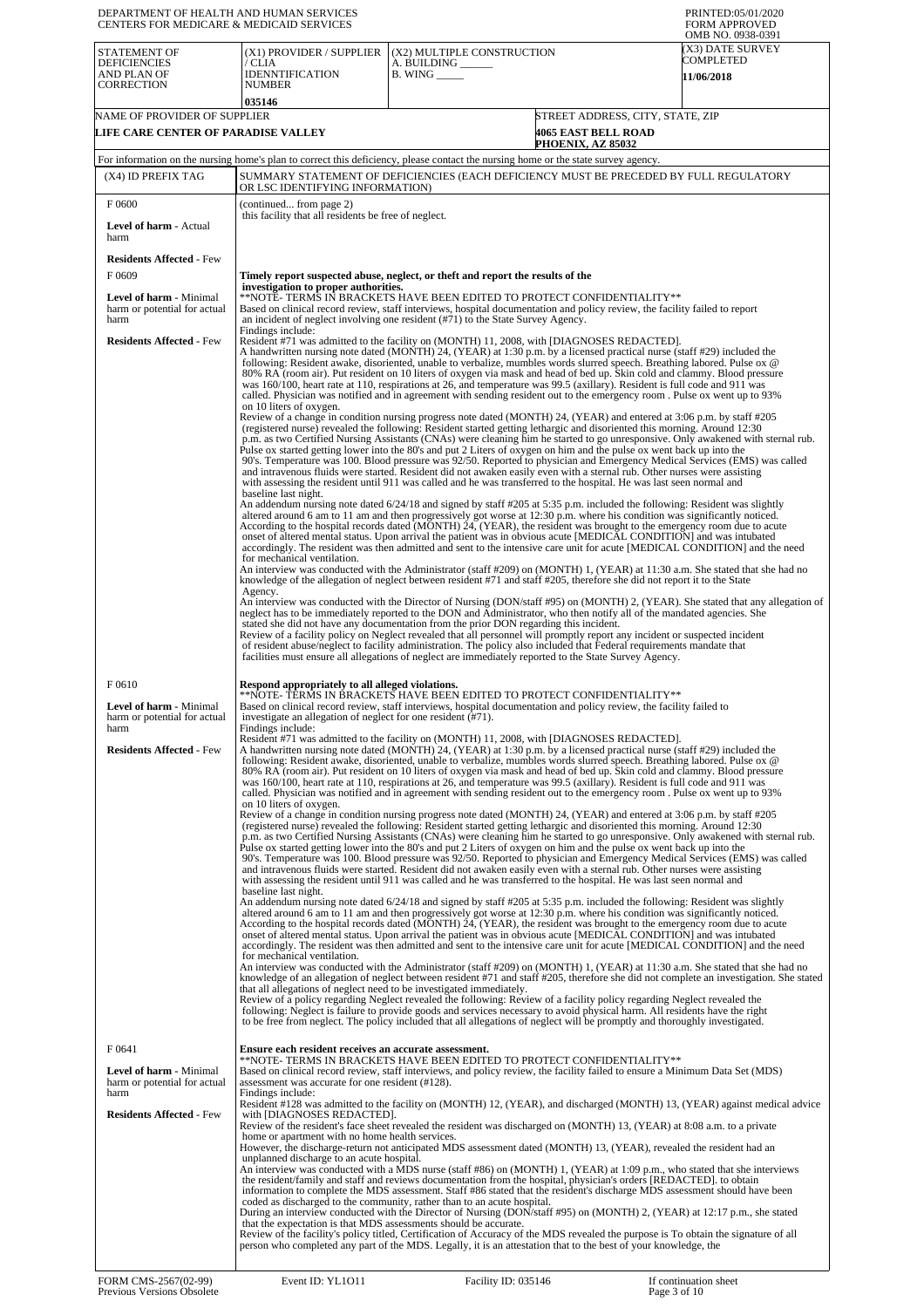DEPARTMENT OF HEALTH AND HUMAN SERVICES
CENTERS FOR MEDICARE & MEDICAID SERVICES

PRINTED:05/01/2020
FORM APPROVED
OMB NO. 0938-0391

| STATEMENT OF DEFICIENCIES AND PLAN OF CORRECTION | (X1) PROVIDER / SUPPLIER / CLIA IDENNTIFICATION NUMBER | (X2) MULTIPLE CONSTRUCTION A. BUILDING ______ B. WING _____ | (X3) DATE SURVEY COMPLETED |
|---|---|---|---|
| | 035146 | | 11/06/2018 |

| NAME OF PROVIDER OF SUPPLIER | STREET ADDRESS, CITY, STATE, ZIP |
|---|---|
| LIFE CARE CENTER OF PARADISE VALLEY | 4065 EAST BELL ROAD PHOENIX, AZ 85032 |

For information on the nursing home's plan to correct this deficiency, please contact the nursing home or the state survey agency.

| (X4) ID PREFIX TAG | SUMMARY STATEMENT OF DEFICIENCIES (EACH DEFICIENCY MUST BE PRECEDED BY FULL REGULATORY OR LSC IDENTIFYING INFORMATION) |
|---|---|
| F 0600<br><br>**Level of harm** - Actual harm<br><br>**Residents Affected** - Few | (continued... from page 2)<br>this facility that all residents be free of neglect. |
| F 0609<br><br>**Level of harm** - Minimal harm or potential for actual harm<br><br>**Residents Affected** - Few | **Timely report suspected abuse, neglect, or theft and report the results of the investigation to proper authorities.**<br>**NOTE- TERMS IN BRACKETS HAVE BEEN EDITED TO PROTECT CONFIDENTIALITY**<br>Based on clinical record review, staff interviews, hospital documentation and policy review, the facility failed to report an incident of neglect involving one resident (#71) to the State Survey Agency.<br>Findings include:<br>Resident #71 was admitted to the facility on (MONTH) 11, 2008, with [DIAGNOSES REDACTED].<br>A handwritten nursing note dated (MONTH) 24, (YEAR) at 1:30 p.m. by a licensed practical nurse (staff #29) included the following: Resident awake, disoriented, unable to verbalize, mumbles words slurred speech. Breathing labored. Pulse ox @ 80% RA (room air). Put resident on 10 liters of oxygen via mask and head of bed up. Skin cold and clammy. Blood pressure was 160/100, heart rate at 110, respirations at 26, and temperature was 99.5 (axillary). Resident is full code and 911 was called. Physician was notified and in agreement with sending resident out to the emergency room . Pulse ox went up to 93% on 10 liters of oxygen.<br>Review of a change in condition nursing progress note dated (MONTH) 24, (YEAR) and entered at 3:06 p.m. by staff #205 (registered nurse) revealed the following: Resident started getting lethargic and disoriented this morning. Around 12:30 p.m. as two Certified Nursing Assistants (CNAs) were cleaning him he started to go unresponsive. Only awakened with sternal rub. Pulse ox started getting lower into the 80's and put 2 Liters of oxygen on him and the pulse ox went back up into the 90's. Temperature was 100. Blood pressure was 92/50. Reported to physician and Emergency Medical Services (EMS) was called and intravenous fluids were started. Resident did not awaken easily even with a sternal rub. Other nurses were assisting with assessing the resident until 911 was called and he was transferred to the hospital. He was last seen normal and baseline last night.<br>An addendum nursing note dated 6/24/18 and signed by staff #205 at 5:35 p.m. included the following: Resident was slightly altered around 6 am to 11 am and then progressively got worse at 12:30 p.m. where his condition was significantly noticed.<br>According to the hospital records dated (MONTH) 24, (YEAR), the resident was brought to the emergency room due to acute onset of altered mental status. Upon arrival the patient was in obvious acute [MEDICAL CONDITION] and was intubated accordingly. The resident was then admitted and sent to the intensive care unit for acute [MEDICAL CONDITION] and the need for mechanical ventilation.<br>An interview was conducted with the Administrator (staff #209) on (MONTH) 1, (YEAR) at 11:30 a.m. She stated that she had no knowledge of the allegation of neglect between resident #71 and staff #205, therefore she did not report it to the State Agency.<br>An interview was conducted with the Director of Nursing (DON/staff #95) on (MONTH) 2, (YEAR). She stated that any allegation of neglect has to be immediately reported to the DON and Administrator, who then notify all of the mandated agencies. She stated she did not have any documentation from the prior DON regarding this incident.<br>Review of a facility policy on Neglect revealed that all personnel will promptly report any incident or suspected incident of resident abuse/neglect to facility administration. The policy also included that Federal requirements mandate that facilities must ensure all allegations of neglect are immediately reported to the State Survey Agency. |
| F 0610<br><br>**Level of harm** - Minimal harm or potential for actual harm<br><br>**Residents Affected** - Few | **Respond appropriately to all alleged violations.**<br>**NOTE- TERMS IN BRACKETS HAVE BEEN EDITED TO PROTECT CONFIDENTIALITY**<br>Based on clinical record review, staff interviews, hospital documentation and policy review, the facility failed to investigate an allegation of neglect for one resident (#71).<br>Findings include:<br>Resident #71 was admitted to the facility on (MONTH) 11, 2008, with [DIAGNOSES REDACTED].<br>A handwritten nursing note dated (MONTH) 24, (YEAR) at 1:30 p.m. by a licensed practical nurse (staff #29) included the following: Resident awake, disoriented, unable to verbalize, mumbles words slurred speech. Breathing labored. Pulse ox @ 80% RA (room air). Put resident on 10 liters of oxygen via mask and head of bed up. Skin cold and clammy. Blood pressure was 160/100, heart rate at 110, respirations at 26, and temperature was 99.5 (axillary). Resident is full code and 911 was called. Physician was notified and in agreement with sending resident out to the emergency room . Pulse ox went up to 93% on 10 liters of oxygen.<br>Review of a change in condition nursing progress note dated (MONTH) 24, (YEAR) and entered at 3:06 p.m. by staff #205 (registered nurse) revealed the following: Resident started getting lethargic and disoriented this morning. Around 12:30 p.m. as two Certified Nursing Assistants (CNAs) were cleaning him he started to go unresponsive. Only awakened with sternal rub. Pulse ox started getting lower into the 80's and put 2 Liters of oxygen on him and the pulse ox went back up into the 90's. Temperature was 100. Blood pressure was 92/50. Reported to physician and Emergency Medical Services (EMS) was called and intravenous fluids were started. Resident did not awaken easily even with a sternal rub. Other nurses were assisting with assessing the resident until 911 was called and he was transferred to the hospital. He was last seen normal and baseline last night.<br>An addendum nursing note dated 6/24/18 and signed by staff #205 at 5:35 p.m. included the following: Resident was slightly altered around 6 am to 11 am and then progressively got worse at 12:30 p.m. where his condition was significantly noticed.<br>According to the hospital records dated (MONTH) 24, (YEAR), the resident was brought to the emergency room due to acute onset of altered mental status. Upon arrival the patient was in obvious acute [MEDICAL CONDITION] and was intubated accordingly. The resident was then admitted and sent to the intensive care unit for acute [MEDICAL CONDITION] and the need for mechanical ventilation.<br>An interview was conducted with the Administrator (staff #209) on (MONTH) 1, (YEAR) at 11:30 a.m. She stated that she had no knowledge of an allegation of neglect between resident #71 and staff #205, therefore she did not complete an investigation. She stated that all allegations of neglect need to be investigated immediately.<br>Review of a policy regarding Neglect revealed the following: Review of a facility policy regarding Neglect revealed the following: Neglect is failure to provide goods and services necessary to avoid physical harm. All residents have the right to be free from neglect. The policy included that all allegations of neglect will be promptly and thoroughly investigated. |
| F 0641<br><br>**Level of harm** - Minimal harm or potential for actual harm<br><br>**Residents Affected** - Few | **Ensure each resident receives an accurate assessment.**<br>**NOTE- TERMS IN BRACKETS HAVE BEEN EDITED TO PROTECT CONFIDENTIALITY**<br>Based on clinical record review, staff interviews, and policy review, the facility failed to ensure a Minimum Data Set (MDS) assessment was accurate for one resident (#128).<br>Findings include:<br>Resident #128 was admitted to the facility on (MONTH) 12, (YEAR), and discharged (MONTH) 13, (YEAR) against medical advice with [DIAGNOSES REDACTED].<br>Review of the resident's face sheet revealed the resident was discharged on (MONTH) 13, (YEAR) at 8:08 a.m. to a private home or apartment with no home health services.<br>However, the discharge-return not anticipated MDS assessment dated (MONTH) 13, (YEAR), revealed the resident had an unplanned discharge to an acute hospital.<br>An interview was conducted with a MDS nurse (staff #86) on (MONTH) 1, (YEAR) at 1:09 p.m., who stated that she interviews the resident/family and staff and reviews documentation from the hospital, physician's orders [REDACTED]. to obtain information to complete the MDS assessment. Staff #86 stated that the resident's discharge MDS assessment should have been coded as discharged to the community, rather than to an acute hospital.<br>During an interview conducted with the Director of Nursing (DON/staff #95) on (MONTH) 2, (YEAR) at 12:17 p.m., she stated that the expectation is that MDS assessments should be accurate.<br>Review of the facility's policy titled, Certification of Accuracy of the MDS revealed the purpose is To obtain the signature of all person who completed any part of the MDS. Legally, it is an attestation that to the best of your knowledge, the |

FORM CMS-2567(02-99) Previous Versions Obsolete | Event ID: YL1O11 | Facility ID: 035146 | If continuation sheet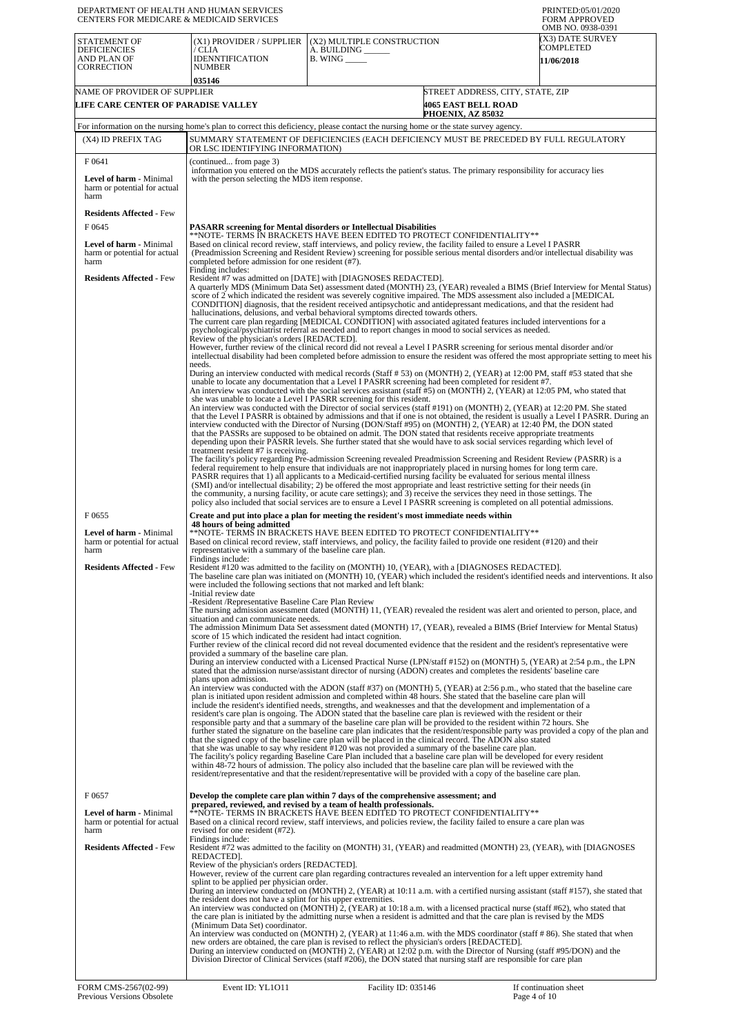DEPARTMENT OF HEALTH AND HUMAN SERVICES
CENTERS FOR MEDICARE & MEDICAID SERVICES

PRINTED:05/01/2020
FORM APPROVED
OMB NO. 0938-0391

| STATEMENT OF DEFICIENCIES AND PLAN OF CORRECTION | (X1) PROVIDER / SUPPLIER / CLIA IDENNTIFICATION NUMBER | (X2) MULTIPLE CONSTRUCTION | (X3) DATE SURVEY COMPLETED |
|---|---|---|---|
| | 035146 | A. BUILDING ______ B. WING _____ | 11/06/2018 |

| NAME OF PROVIDER OF SUPPLIER | STREET ADDRESS, CITY, STATE, ZIP |
|---|---|
| LIFE CARE CENTER OF PARADISE VALLEY | 4065 EAST BELL ROAD PHOENIX, AZ 85032 |

For information on the nursing home's plan to correct this deficiency, please contact the nursing home or the state survey agency.

| (X4) ID PREFIX TAG | SUMMARY STATEMENT OF DEFICIENCIES (EACH DEFICIENCY MUST BE PRECEDED BY FULL REGULATORY OR LSC IDENTIFYING INFORMATION) |
|---|---|
| F 0641 **Level of harm** - Minimal harm or potential for actual harm **Residents Affected** - Few | (continued... from page 3) information you entered on the MDS accurately reflects the patient's status. The primary responsibility for accuracy lies with the person selecting the MDS item response. |
| F 0645 **Level of harm** - Minimal harm or potential for actual harm **Residents Affected** - Few | **PASARR screening for Mental disorders or Intellectual Disabilities** **NOTE- TERMS IN BRACKETS HAVE BEEN EDITED TO PROTECT CONFIDENTIALITY** Based on clinical record review, staff interviews, and policy review, the facility failed to ensure a Level I PASRR (Preadmission Screening and Resident Review) screening for possible serious mental disorders and/or intellectual disability was completed before admission for one resident (#7). Finding includes: Resident #7 was admitted on [DATE] with [DIAGNOSES REDACTED]. A quarterly MDS (Minimum Data Set) assessment dated (MONTH) 23, (YEAR) revealed a BIMS (Brief Interview for Mental Status) score of 2 which indicated the resident was severely cognitive impaired. The MDS assessment also included a [MEDICAL CONDITION] diagnosis, that the resident received antipsychotic and antidepressant medications, and that the resident had hallucinations, delusions, and verbal behavioral symptoms directed towards others. The current care plan regarding [MEDICAL CONDITION] with associated agitated features included interventions for a psychological/psychiatrist referral as needed and to report changes in mood to social services as needed. Review of the physician's orders [REDACTED]. However, further review of the clinical record did not reveal a Level I PASRR screening for serious mental disorder and/or intellectual disability had been completed before admission to ensure the resident was offered the most appropriate setting to meet his needs. During an interview conducted with medical records (Staff # 53) on (MONTH) 2, (YEAR) at 12:00 PM, staff #53 stated that she unable to locate any documentation that a Level I PASRR screening had been completed for resident #7. An interview was conducted with the social services assistant (staff #5) on (MONTH) 2, (YEAR) at 12:05 PM, who stated that she was unable to locate a Level I PASRR screening for this resident. An interview was conducted with the Director of social services (staff #191) on (MONTH) 2, (YEAR) at 12:20 PM. She stated that the Level I PASRR is obtained by admissions and that if one is not obtained, the resident is usually a Level I PASRR. During an interview conducted with the Director of Nursing (DON/Staff #95) on (MONTH) 2, (YEAR) at 12:40 PM, the DON stated that the PASSRs are supposed to be obtained on admit. The DON stated that residents receive appropriate treatments depending upon their PASRR levels. She further stated that she would have to ask social services regarding which level of treatment resident #7 is receiving. The facility's policy regarding Pre-admission Screening revealed Preadmission Screening and Resident Review (PASRR) is a federal requirement to help ensure that individuals are not inappropriately placed in nursing homes for long term care. PASRR requires that 1) all applicants to a Medicaid-certified nursing facility be evaluated for serious mental illness (SMI) and/or intellectual disability; 2) be offered the most appropriate and least restrictive setting for their needs (in the community, a nursing facility, or acute care settings); and 3) receive the services they need in those settings. The policy also included that social services are to ensure a Level I PASRR screening is completed on all potential admissions. |
| F 0655 **Level of harm** - Minimal harm or potential for actual harm **Residents Affected** - Few | **Create and put into place a plan for meeting the resident's most immediate needs within 48 hours of being admitted** **NOTE- TERMS IN BRACKETS HAVE BEEN EDITED TO PROTECT CONFIDENTIALITY** Based on clinical record review, staff interviews, and policy, the facility failed to provide one resident (#120) and their representative with a summary of the baseline care plan. Findings include: Resident #120 was admitted to the facility on (MONTH) 10, (YEAR), with a [DIAGNOSES REDACTED]. The baseline care plan was initiated on (MONTH) 10, (YEAR) which included the resident's identified needs and interventions. It also were included the following sections that not marked and left blank: -Initial review date -Resident /Representative Baseline Care Plan Review The nursing admission assessment dated (MONTH) 11, (YEAR) revealed the resident was alert and oriented to person, place, and situation and can communicate needs. The admission Minimum Data Set assessment dated (MONTH) 17, (YEAR), revealed a BIMS (Brief Interview for Mental Status) score of 15 which indicated the resident had intact cognition. Further review of the clinical record did not reveal documented evidence that the resident and the resident's representative were provided a summary of the baseline care plan. During an interview conducted with a Licensed Practical Nurse (LPN/staff #152) on (MONTH) 5, (YEAR) at 2:54 p.m., the LPN stated that the admission nurse/assistant director of nursing (ADON) creates and completes the residents' baseline care plans upon admission. An interview was conducted with the ADON (staff #37) on (MONTH) 5, (YEAR) at 2:56 p.m., who stated that the baseline care plan is initiated upon resident admission and completed within 48 hours. She stated that the baseline care plan will include the resident's identified needs, strengths, and weaknesses and that the development and implementation of a resident's care plan is ongoing. The ADON stated that the baseline care plan is reviewed with the resident or their responsible party and that a summary of the baseline care plan will be provided to the resident within 72 hours. She further stated the signature on the baseline care plan indicates that the resident/responsible party was provided a copy of the plan and that the signed copy of the baseline care plan will be placed in the clinical record. The ADON also stated that she was unable to say why resident #120 was not provided a summary of the baseline care plan. The facility's policy regarding Baseline Care Plan included that a baseline care plan will be developed for every resident within 48-72 hours of admission. The policy also included that the baseline care plan will be reviewed with the resident/representative and that the resident/representative will be provided with a copy of the baseline care plan. |
| F 0657 **Level of harm** - Minimal harm or potential for actual harm **Residents Affected** - Few | **Develop the complete care plan within 7 days of the comprehensive assessment; and prepared, reviewed, and revised by a team of health professionals.** **NOTE- TERMS IN BRACKETS HAVE BEEN EDITED TO PROTECT CONFIDENTIALITY** Based on a clinical record review, staff interviews, and policies review, the facility failed to ensure a care plan was revised for one resident (#72). Findings include: Resident #72 was admitted to the facility on (MONTH) 31, (YEAR) and readmitted (MONTH) 23, (YEAR), with [DIAGNOSES REDACTED]. Review of the physician's orders [REDACTED]. However, review of the current care plan regarding contractures revealed an intervention for a left upper extremity hand splint to be applied per physician order. During an interview conducted on (MONTH) 2, (YEAR) at 10:11 a.m. with a certified nursing assistant (staff #157), she stated that the resident does not have a splint for his upper extremities. An interview was conducted on (MONTH) 2, (YEAR) at 10:18 a.m. with a licensed practical nurse (staff #62), who stated that the care plan is initiated by the admitting nurse when a resident is admitted and that the care plan is revised by the MDS (Minimum Data Set) coordinator. An interview was conducted on (MONTH) 2, (YEAR) at 11:46 a.m. with the MDS coordinator (staff # 86). She stated that when new orders are obtained, the care plan is revised to reflect the physician's orders [REDACTED]. During an interview conducted on (MONTH) 2, (YEAR) at 12:02 p.m. with the Director of Nursing (staff #95/DON) and the Division Director of Clinical Services (staff #206), the DON stated that nursing staff are responsible for care plan |

FORM CMS-2567(02-99) Previous Versions Obsolete | Event ID: YL1O11 | Facility ID: 035146 | If continuation sheet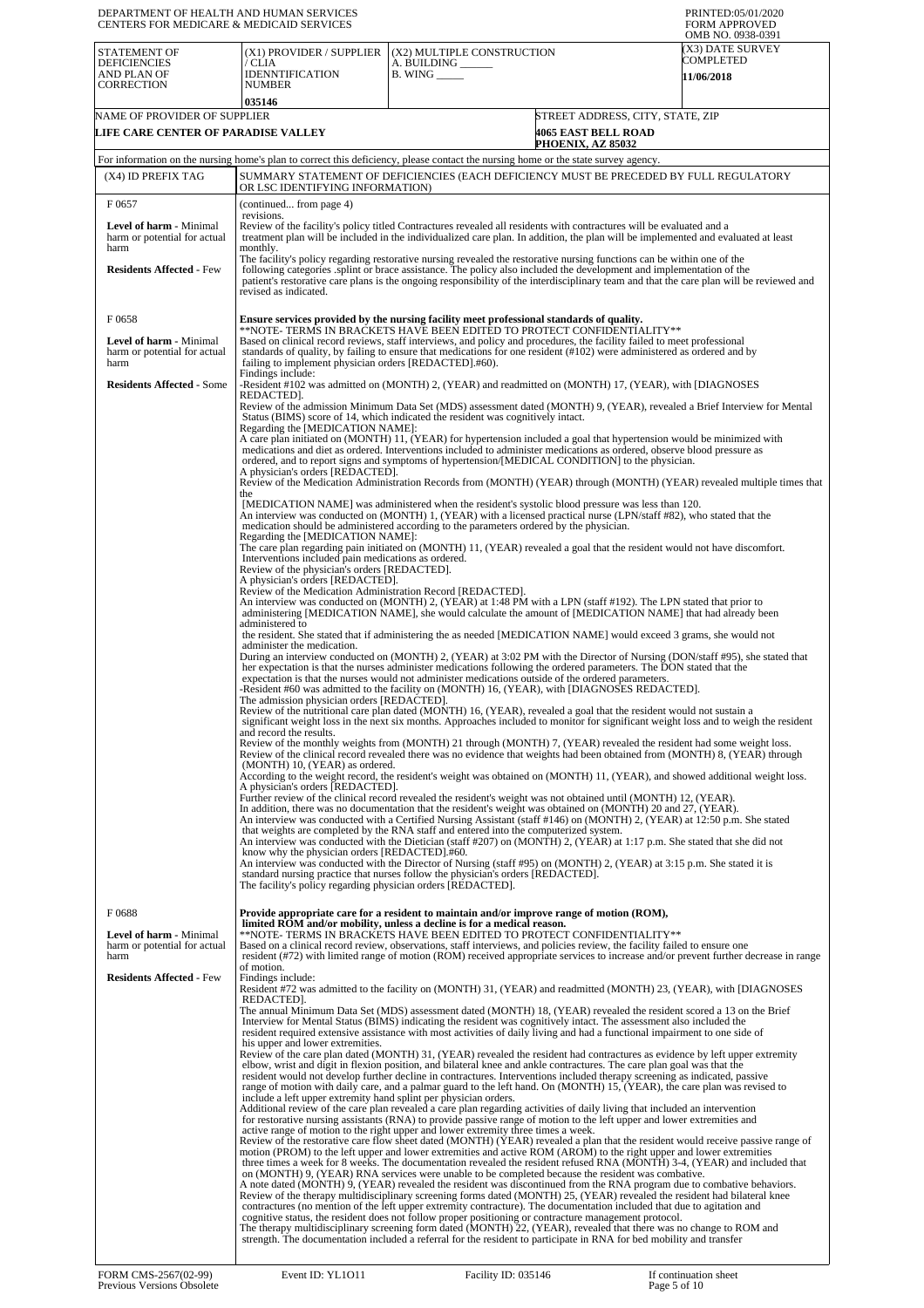DEPARTMENT OF HEALTH AND HUMAN SERVICES
CENTERS FOR MEDICARE & MEDICAID SERVICES

PRINTED:05/01/2020
FORM APPROVED
OMB NO. 0938-0391

| STATEMENT OF DEFICIENCIES AND PLAN OF CORRECTION | (X1) PROVIDER / SUPPLIER / CLIA IDENNTIFICATION NUMBER | (X2) MULTIPLE CONSTRUCTION A. BUILDING ______ B. WING _____ | (X3) DATE SURVEY COMPLETED |
|---|---|---|---|
| | 035146 | | 11/06/2018 |

| NAME OF PROVIDER OF SUPPLIER | STREET ADDRESS, CITY, STATE, ZIP |
|---|---|
| LIFE CARE CENTER OF PARADISE VALLEY | 4065 EAST BELL ROAD PHOENIX, AZ 85032 |

For information on the nursing home's plan to correct this deficiency, please contact the nursing home or the state survey agency.

| (X4) ID PREFIX TAG | SUMMARY STATEMENT OF DEFICIENCIES (EACH DEFICIENCY MUST BE PRECEDED BY FULL REGULATORY OR LSC IDENTIFYING INFORMATION) |
|---|---|
| F 0657<br><br>**Level of harm** - Minimal harm or potential for actual harm<br><br>**Residents Affected** - Few | (continued... from page 4)<br>revisions.<br>Review of the facility's policy titled Contractures revealed all residents with contractures will be evaluated and a treatment plan will be included in the individualized care plan. In addition, the plan will be implemented and evaluated at least monthly.<br>The facility's policy regarding restorative nursing revealed the restorative nursing functions can be within one of the following categories .splint or brace assistance. The policy also included the development and implementation of the patient's restorative care plans is the ongoing responsibility of the interdisciplinary team and that the care plan will be reviewed and revised as indicated. |
| F 0658<br><br>**Level of harm** - Minimal harm or potential for actual harm<br><br>**Residents Affected** - Some | **Ensure services provided by the nursing facility meet professional standards of quality.**<br>**NOTE- TERMS IN BRACKETS HAVE BEEN EDITED TO PROTECT CONFIDENTIALITY**<br>Based on clinical record reviews, staff interviews, and policy and procedures, the facility failed to meet professional standards of quality, by failing to ensure that medications for one resident (#102) were administered as ordered and by failing to implement physician orders [REDACTED].#60).<br>Findings include:<br>-Resident #102 was admitted on (MONTH) 2, (YEAR) and readmitted on (MONTH) 17, (YEAR), with [DIAGNOSES REDACTED].<br>Review of the admission Minimum Data Set (MDS) assessment dated (MONTH) 9, (YEAR), revealed a Brief Interview for Mental Status (BIMS) score of 14, which indicated the resident was cognitively intact.<br>Regarding the [MEDICATION NAME]:<br>A care plan initiated on (MONTH) 11, (YEAR) for hypertension included a goal that hypertension would be minimized with medications and diet as ordered. Interventions included to administer medications as ordered, observe blood pressure as ordered, and to report signs and symptoms of hypertension/[MEDICAL CONDITION] to the physician.<br>A physician's orders [REDACTED].<br>Review of the Medication Administration Records from (MONTH) (YEAR) through (MONTH) (YEAR) revealed multiple times that the<br>[MEDICATION NAME] was administered when the resident's systolic blood pressure was less than 120.<br>An interview was conducted on (MONTH) 1, (YEAR) with a licensed practical nurse (LPN/staff #82), who stated that the medication should be administered according to the parameters ordered by the physician.<br>Regarding the [MEDICATION NAME]:<br>The care plan regarding pain initiated on (MONTH) 11, (YEAR) revealed a goal that the resident would not have discomfort. Interventions included pain medications as ordered.<br>Review of the physician's orders [REDACTED].<br>A physician's orders [REDACTED].<br>Review of the Medication Administration Record [REDACTED].<br>An interview was conducted on (MONTH) 2, (YEAR) at 1:48 PM with a LPN (staff #192). The LPN stated that prior to administering [MEDICATION NAME], she would calculate the amount of [MEDICATION NAME] that had already been administered to<br>the resident. She stated that if administering the as needed [MEDICATION NAME] would exceed 3 grams, she would not administer the medication.<br>During an interview conducted on (MONTH) 2, (YEAR) at 3:02 PM with the Director of Nursing (DON/staff #95), she stated that her expectation is that the nurses administer medications following the ordered parameters. The DON stated that the expectation is that the nurses would not administer medications outside of the ordered parameters.<br>-Resident #60 was admitted to the facility on (MONTH) 16, (YEAR), with [DIAGNOSES REDACTED].<br>The admission physician orders [REDACTED].<br>Review of the nutritional care plan dated (MONTH) 16, (YEAR), revealed a goal that the resident would not sustain a significant weight loss in the next six months. Approaches included to monitor for significant weight loss and to weigh the resident and record the results.<br>Review of the monthly weights from (MONTH) 21 through (MONTH) 7, (YEAR) revealed the resident had some weight loss.<br>Review of the clinical record revealed there was no evidence that weights had been obtained from (MONTH) 8, (YEAR) through (MONTH) 10, (YEAR) as ordered.<br>According to the weight record, the resident's weight was obtained on (MONTH) 11, (YEAR), and showed additional weight loss.<br>A physician's orders [REDACTED].<br>Further review of the clinical record revealed the resident's weight was not obtained until (MONTH) 12, (YEAR).<br>In addition, there was no documentation that the resident's weight was obtained on (MONTH) 20 and 27, (YEAR).<br>An interview was conducted with a Certified Nursing Assistant (staff #146) on (MONTH) 2, (YEAR) at 12:50 p.m. She stated that weights are completed by the RNA staff and entered into the computerized system.<br>An interview was conducted with the Dietician (staff #207) on (MONTH) 2, (YEAR) at 1:17 p.m. She stated that she did not know why the physician orders [REDACTED].#60.<br>An interview was conducted with the Director of Nursing (staff #95) on (MONTH) 2, (YEAR) at 3:15 p.m. She stated it is standard nursing practice that nurses follow the physician's orders [REDACTED].<br>The facility's policy regarding physician orders [REDACTED]. |
| F 0688<br><br>**Level of harm** - Minimal harm or potential for actual harm<br><br>**Residents Affected** - Few | **Provide appropriate care for a resident to maintain and/or improve range of motion (ROM), limited ROM and/or mobility, unless a decline is for a medical reason.**<br>**NOTE- TERMS IN BRACKETS HAVE BEEN EDITED TO PROTECT CONFIDENTIALITY**<br>Based on a clinical record review, observations, staff interviews, and policies review, the facility failed to ensure one resident (#72) with limited range of motion (ROM) received appropriate services to increase and/or prevent further decrease in range of motion.<br>Findings include:<br>Resident #72 was admitted to the facility on (MONTH) 31, (YEAR) and readmitted (MONTH) 23, (YEAR), with [DIAGNOSES REDACTED].<br>The annual Minimum Data Set (MDS) assessment dated (MONTH) 18, (YEAR) revealed the resident scored a 13 on the Brief Interview for Mental Status (BIMS) indicating the resident was cognitively intact. The assessment also included the resident required extensive assistance with most activities of daily living and had a functional impairment to one side of his upper and lower extremities.<br>Review of the care plan dated (MONTH) 31, (YEAR) revealed the resident had contractures as evidence by left upper extremity elbow, wrist and digit in flexion position, and bilateral knee and ankle contractures. The care plan goal was that the resident would not develop further decline in contractures. Interventions included therapy screening as indicated, passive range of motion with daily care, and a palmar guard to the left hand. On (MONTH) 15, (YEAR), the care plan was revised to include a left upper extremity hand splint per physician orders.<br>Additional review of the care plan revealed a care plan regarding activities of daily living that included an intervention for restorative nursing assistants (RNA) to provide passive range of motion to the left upper and lower extremities and active range of motion to the right upper and lower extremity three times a week.<br>Review of the restorative care flow sheet dated (MONTH) (YEAR) revealed a plan that the resident would receive passive range of motion (PROM) to the left upper and lower extremities and active ROM (AROM) to the right upper and lower extremities three times a week for 8 weeks. The documentation revealed the resident refused RNA (MONTH) 3-4, (YEAR) and included that on (MONTH) 9, (YEAR) RNA services were unable to be completed because the resident was combative.<br>A note dated (MONTH) 9, (YEAR) revealed the resident was discontinued from the RNA program due to combative behaviors.<br>Review of the therapy multidisciplinary screening forms dated (MONTH) 25, (YEAR) revealed the resident had bilateral knee contractures (no mention of the left upper extremity contracture). The documentation included that due to agitation and cognitive status, the resident does not follow proper positioning or contracture management protocol.<br>The therapy multidisciplinary screening form dated (MONTH) 22, (YEAR), revealed that there was no change to ROM and strength. The documentation included a referral for the resident to participate in RNA for bed mobility and transfer |

FORM CMS-2567(02-99) Previous Versions Obsolete | Event ID: YL1O11 | Facility ID: 035146 | If continuation sheet Page 5 of 10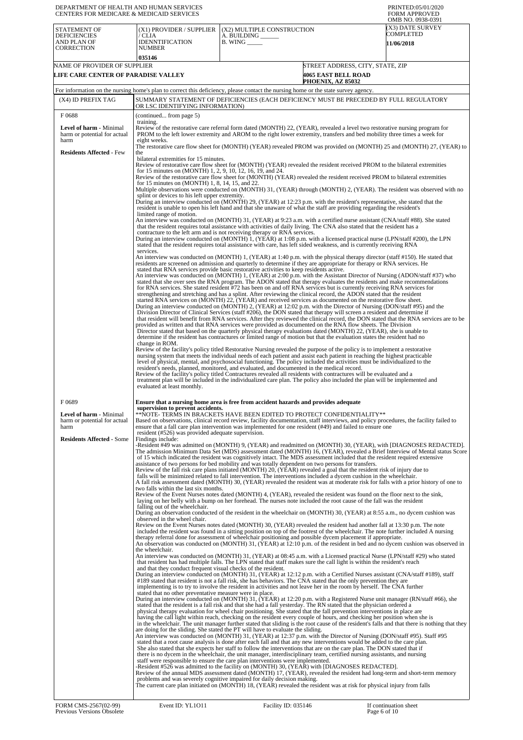DEPARTMENT OF HEALTH AND HUMAN SERVICES
CENTERS FOR MEDICARE & MEDICAID SERVICES

PRINTED:05/01/2020
FORM APPROVED
OMB NO. 0938-0391

| STATEMENT OF DEFICIENCIES AND PLAN OF CORRECTION | (X1) PROVIDER / SUPPLIER / CLIA IDENNTIFICATION NUMBER | (X2) MULTIPLE CONSTRUCTION A. BUILDING ______ B. WING _____ | (X3) DATE SURVEY COMPLETED |
|---|---|---|---|
| | 035146 | | 11/06/2018 |

| NAME OF PROVIDER OF SUPPLIER | STREET ADDRESS, CITY, STATE, ZIP |
|---|---|
| LIFE CARE CENTER OF PARADISE VALLEY | 4065 EAST BELL ROAD PHOENIX, AZ 85032 |

For information on the nursing home's plan to correct this deficiency, please contact the nursing home or the state survey agency.

| (X4) ID PREFIX TAG | SUMMARY STATEMENT OF DEFICIENCIES (EACH DEFICIENCY MUST BE PRECEDED BY FULL REGULATORY OR LSC IDENTIFYING INFORMATION) |
|---|---|
| F 0688 **Level of harm** - Minimal harm or potential for actual harm **Residents Affected** - Few | (continued... from page 5) training. Review of the restorative care referral form dated (MONTH) 22, (YEAR), revealed a level two restorative nursing program for PROM to the left lower extremity and AROM to the right lower extremity, transfers and bed mobility three times a week for eight weeks. The restorative care flow sheet for (MONTH) (YEAR) revealed PROM was provided on (MONTH) 25 and (MONTH) 27, (YEAR) to the bilateral extremities for 15 minutes. Review of restorative care flow sheet for (MONTH) (YEAR) revealed the resident received PROM to the bilateral extremities for 15 minutes on (MONTH) 1, 2, 9, 10, 12, 16, 19, and 24. Review of the restorative care flow sheet for (MONTH) (YEAR) revealed the resident received PROM to bilateral extremities for 15 minutes on (MONTH) 1, 8, 14, 15, and 22. Multiple observations were conducted on (MONTH) 31, (YEAR) through (MONTH) 2, (YEAR). The resident was observed with no splint or devices to his left upper extremity. During an interview conducted on (MONTH) 29, (YEAR) at 12:23 p.m. with the resident's representative, she stated that the resident is unable to open his left hand and that she unaware of what the staff are providing regarding the resident's limited range of motion. An interview was conducted on (MONTH) 31, (YEAR) at 9:23 a.m. with a certified nurse assistant (CNA/staff #88). She stated that the resident requires total assistance with activities of daily living. The CNA also stated that the resident has a contracture to the left arm and is not receiving therapy or RNA services. During an interview conducted on (MONTH) 1, (YEAR) at 1:08 p.m. with a licensed practical nurse (LPN/staff #200), the LPN stated that the resident requires total assistance with care, has left sided weakness, and is currently receiving RNA services. An interview was conducted on (MONTH) 1, (YEAR) at 1:40 p.m. with the physical therapy director (staff #150). He stated that residents are screened on admission and quarterly to determine if they are appropriate for therapy or RNA services. He stated that RNA services provide basic restorative activities to keep residents active. An interview was conducted on (MONTH) 1, (YEAR) at 2:00 p.m. with the Assistant Director of Nursing (ADON/staff #37) who stated that she over sees the RNA program. The ADON stated that therapy evaluates the residents and make recommendations for RNA services. She stated resident #72 has been on and off RNA services but is currently receiving RNA services for strengthening and stretching and has a splint. After reviewing the clinical record, the ADON stated that the resident started RNA services on (MONTH) 22, (YEAR) and received services as documented on the restorative flow sheet. During an interview conducted on (MONTH) 2, (YEAR) at 12:02 p.m. with the Director of Nursing (DON/staff #95) and the Division Director of Clinical Services (staff #206), the DON stated that therapy will screen a resident and determine if that resident will benefit from RNA services. After they reviewed the clinical record, the DON stated that the RNA services are to be provided as written and that RNA services were provided as documented on the RNA flow sheets. The Division Director stated that based on the quarterly physical therapy evaluations dated (MONTH) 22, (YEAR), she is unable to determine if the resident has contractures or limited range of motion but that the evaluation states the resident had no change in ROM. Review of the facility's policy titled Restorative Nursing revealed the purpose of the policy is to implement a restorative nursing system that meets the individual needs of each patient and assist each patient in reaching the highest practicable level of physical, mental, and psychosocial functioning. The policy included the activities must be individualized to the resident's needs, planned, monitored, and evaluated, and documented in the medical record. Review of the facility's policy titled Contractures revealed all residents with contractures will be evaluated and a treatment plan will be included in the individualized care plan. The policy also included the plan will be implemented and evaluated at least monthly. |
| F 0689 **Level of harm** - Minimal harm or potential for actual harm **Residents Affected** - Some | **Ensure that a nursing home area is free from accident hazards and provides adequate supervision to prevent accidents.** **NOTE- TERMS IN BRACKETS HAVE BEEN EDITED TO PROTECT CONFIDENTIALITY** Based on observations, clinical record review, facility documentation, staff interviews, and policy procedures, the facility failed to ensure that a fall care plan intervention was implemented for one resident (#49) and failed to ensure one resident (#526) was provided adequate supervision. Findings include: -Resident #49 was admitted on (MONTH) 9, (YEAR) and readmitted on (MONTH) 30, (YEAR), with [DIAGNOSES REDACTED]. The admission Minimum Data Set (MDS) assessment dated (MONTH) 16, (YEAR), revealed a Brief Interview of Mental status Score of 15 which indicated the resident was cognitively intact. The MDS assessment included that the resident required extensive assistance of two persons for bed mobility and was totally dependent on two persons for transfers. Review of the fall risk care plans initiated (MONTH) 20, (YEAR) revealed a goal that the resident risk of injury due to falls will be minimized related to fall intervention. The interventions included a dycem cushion in the wheelchair. A fall risk assessment dated (MONTH) 30, (YEAR) revealed the resident was at moderate risk for falls with a prior history of one to two falls within the last six months. Review of the Event Nurses notes dated (MONTH) 4, (YEAR), revealed the resident was found on the floor next to the sink, laying on her belly with a bump on her forehead. The nurses note included the root cause of the fall was the resident falling out of the wheelchair. During an observation conducted of the resident in the wheelchair on (MONTH) 30, (YEAR) at 8:55 a.m., no dycem cushion was observed in the wheel chair. Review on the Event Nurses notes dated (MONTH) 30, (YEAR) revealed the resident had another fall at 13:30 p.m. The note included the resident was found in a sitting position on top of the footrest of the wheelchair. The note further included A nursing therapy referral done for assessment of wheelchair positioning and possible dycem placement if appropriate. An observation was conducted on (MONTH) 31, (YEAR) at 12:10 p.m. of the resident in bed and no dycem cushion was observed in the wheelchair. An interview was conducted on (MONTH) 31, (YEAR) at 08:45 a.m. with a Licensed practical Nurse (LPN/staff #29) who stated that resident has had multiple falls. The LPN stated that staff makes sure the call light is within the resident's reach and that they conduct frequent visual checks of the resident. During an interview conducted on (MONTH) 31, (YEAR) at 12:12 p.m. with a Certified Nurses assistant (CNA/staff #189), staff #189 stated that resident is not a fall risk, she has behaviors. The CNA stated that the only prevention they are implementing is to try to involve the resident in activities and not leave her in the room by herself. The CNA further stated that no other preventative measure were in place. During an interview conducted on (MONTH) 31, (YEAR) at 12:20 p.m. with a Registered Nurse unit manager (RN/staff #66), she stated that the resident is a fall risk and that she had a fall yesterday. The RN stated that the physician ordered a physical therapy evaluation for wheel chair positioning. She stated that the fall prevention interventions in place are having the call light within reach, checking on the resident every couple of hours, and checking her position when she is in the wheelchair. The unit manager further stated that sliding is the root cause of the resident's falls and that there is nothing that they are doing for the sliding. She stated the PT will have to evaluate the sliding. An interview was conducted on (MONTH) 31, (YEAR) at 12:37 p.m. with the Director of Nursing (DON/staff #95). Staff #95 stated that a root cause analysis is done after each fall and that any new interventions would be added to the care plan. She also stated that she expects her staff to follow the interventions that are on the care plan. The DON stated that if there is no dycem in the wheelchair, the unit manager, interdisciplinary team, certified nursing assistants, and nursing staff were responsible to ensure the care plan interventions were implemented. -Resident #526 was admitted to the facility on (MONTH) 30, (YEAR) with [DIAGNOSES REDACTED]. Review of the annual MDS assessment dated (MONTH) 17, (YEAR), revealed the resident had long-term and short-term memory problems and was severely cognitive impaired for daily decision making. The current care plan initiated on (MONTH) 18, (YEAR) revealed the resident was at risk for physical injury from falls |

FORM CMS-2567(02-99) Previous Versions Obsolete | Event ID: YL1O11 | Facility ID: 035146 | If continuation sheet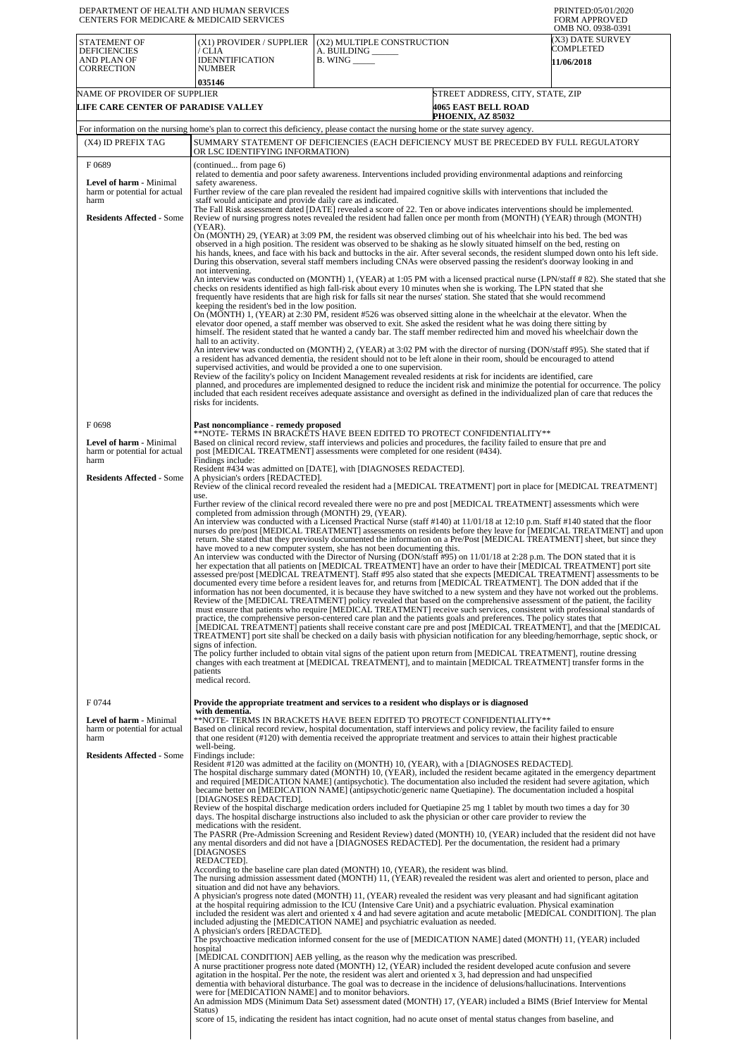DEPARTMENT OF HEALTH AND HUMAN SERVICES
CENTERS FOR MEDICARE & MEDICAID SERVICES

PRINTED:05/01/2020
FORM APPROVED
OMB NO. 0938-0391

| STATEMENT OF DEFICIENCIES AND PLAN OF CORRECTION | (X1) PROVIDER / SUPPLIER / CLIA IDENNTIFICATION NUMBER | (X2) MULTIPLE CONSTRUCTION A. BUILDING ______ B. WING _____ | (X3) DATE SURVEY COMPLETED |
|---|---|---|---|
| | 035146 | | 11/06/2018 |

| NAME OF PROVIDER OF SUPPLIER | STREET ADDRESS, CITY, STATE, ZIP |
|---|---|
| LIFE CARE CENTER OF PARADISE VALLEY | 4065 EAST BELL ROAD PHOENIX, AZ 85032 |

For information on the nursing home's plan to correct this deficiency, please contact the nursing home or the state survey agency.

| (X4) ID PREFIX TAG | SUMMARY STATEMENT OF DEFICIENCIES (EACH DEFICIENCY MUST BE PRECEDED BY FULL REGULATORY OR LSC IDENTIFYING INFORMATION) |
|---|---|
| F 0689<br><br>**Level of harm -** Minimal harm or potential for actual harm<br><br>**Residents Affected -** Some | (continued... from page 6)<br>related to dementia and poor safety awareness. Interventions included providing environmental adaptions and reinforcing safety awareness.<br>Further review of the care plan revealed the resident had impaired cognitive skills with interventions that included the staff would anticipate and provide daily care as indicated.<br>The Fall Risk assessment dated [DATE] revealed a score of 22. Ten or above indicates interventions should be implemented.<br>Review of nursing progress notes revealed the resident had fallen once per month from (MONTH) (YEAR) through (MONTH) (YEAR).<br>On (MONTH) 29, (YEAR) at 3:09 PM, the resident was observed climbing out of his wheelchair into his bed. The bed was observed in a high position. The resident was observed to be shaking as he slowly situated himself on the bed, resting on his hands, knees, and face with his back and buttocks in the air. After several seconds, the resident slumped down onto his left side. During this observation, several staff members including CNAs were observed passing the resident's doorway looking in and not intervening.<br>An interview was conducted on (MONTH) 1, (YEAR) at 1:05 PM with a licensed practical nurse (LPN/staff # 82). She stated that she checks on residents identified as high fall-risk about every 10 minutes when she is working. The LPN stated that she frequently have residents that are high risk for falls sit near the nurses' station. She stated that she would recommend keeping the resident's bed in the low position.<br>On (MONTH) 1, (YEAR) at 2:30 PM, resident #526 was observed sitting alone in the wheelchair at the elevator. When the elevator door opened, a staff member was observed to exit. She asked the resident what he was doing there sitting by himself. The resident stated that he wanted a candy bar. The staff member redirected him and moved his wheelchair down the hall to an activity.<br>An interview was conducted on (MONTH) 2, (YEAR) at 3:02 PM with the director of nursing (DON/staff #95). She stated that if a resident has advanced dementia, the resident should not to be left alone in their room, should be encouraged to attend supervised activities, and would be provided a one to one supervision.<br>Review of the facility's policy on Incident Management revealed residents at risk for incidents are identified, care planned, and procedures are implemented designed to reduce the incident risk and minimize the potential for occurrence. The policy included that each resident receives adequate assistance and oversight as defined in the individualized plan of care that reduces the risks for incidents. |
| F 0698<br><br>**Level of harm -** Minimal harm or potential for actual harm<br><br>**Residents Affected -** Some | **Past noncompliance - remedy proposed**<br>**NOTE- TERMS IN BRACKETS HAVE BEEN EDITED TO PROTECT CONFIDENTIALITY**<br>Based on clinical record review, staff interviews and policies and procedures, the facility failed to ensure that pre and post [MEDICAL TREATMENT] assessments were completed for one resident (#434).<br>Findings include:<br>Resident #434 was admitted on [DATE], with [DIAGNOSES REDACTED].<br>A physician's orders [REDACTED].<br>Review of the clinical record revealed the resident had a [MEDICAL TREATMENT] port in place for [MEDICAL TREATMENT] use.<br>Further review of the clinical record revealed there were no pre and post [MEDICAL TREATMENT] assessments which were completed from admission through (MONTH) 29, (YEAR).<br>An interview was conducted with a Licensed Practical Nurse (staff #140) at 11/01/18 at 12:10 p.m. Staff #140 stated that the floor nurses do pre/post [MEDICAL TREATMENT] assessments on residents before they leave for [MEDICAL TREATMENT] and upon return. She stated that they previously documented the information on a Pre/Post [MEDICAL TREATMENT] sheet, but since they have moved to a new computer system, she has not been documenting this.<br>An interview was conducted with the Director of Nursing (DON/staff #95) on 11/01/18 at 2:28 p.m. The DON stated that it is her expectation that all patients on [MEDICAL TREATMENT] have an order to have their [MEDICAL TREATMENT] port site assessed pre/post [MEDICAL TREATMENT]. Staff #95 also stated that she expects [MEDICAL TREATMENT] assessments to be documented every time before a resident leaves for, and returns from [MEDICAL TREATMENT]. The DON added that if the information has not been documented, it is because they have switched to a new system and they have not worked out the problems.<br>Review of the [MEDICAL TREATMENT] policy revealed that based on the comprehensive assessment of the patient, the facility must ensure that patients who require [MEDICAL TREATMENT] receive such services, consistent with professional standards of practice, the comprehensive person-centered care plan and the patients goals and preferences. The policy states that [MEDICAL TREATMENT] patients shall receive constant care pre and post [MEDICAL TREATMENT], and that the [MEDICAL TREATMENT] port site shall be checked on a daily basis with physician notification for any bleeding/hemorrhage, septic shock, or signs of infection.<br>The policy further included to obtain vital signs of the patient upon return from [MEDICAL TREATMENT], routine dressing changes with each treatment at [MEDICAL TREATMENT], and to maintain [MEDICAL TREATMENT] transfer forms in the patients medical record. |
| F 0744<br><br>**Level of harm -** Minimal harm or potential for actual harm<br><br>**Residents Affected -** Some | **Provide the appropriate treatment and services to a resident who displays or is diagnosed with dementia.**<br>**NOTE- TERMS IN BRACKETS HAVE BEEN EDITED TO PROTECT CONFIDENTIALITY**<br>Based on clinical record review, hospital documentation, staff interviews and policy review, the facility failed to ensure that one resident (#120) with dementia received the appropriate treatment and services to attain their highest practicable well-being.<br>Findings include:<br>Resident #120 was admitted at the facility on (MONTH) 10, (YEAR), with a [DIAGNOSES REDACTED].<br>The hospital discharge summary dated (MONTH) 10, (YEAR), included the resident became agitated in the emergency department and required [MEDICATION NAME] (antipsychotic). The documentation also included the resident had severe agitation, which became better on [MEDICATION NAME] (antipsychotic/generic name Quetiapine). The documentation included a hospital [DIAGNOSES REDACTED].<br>Review of the hospital discharge medication orders included for Quetiapine 25 mg 1 tablet by mouth two times a day for 30 days. The hospital discharge instructions also included to ask the physician or other care provider to review the medications with the resident.<br>The PASRR (Pre-Admission Screening and Resident Review) dated (MONTH) 10, (YEAR) included that the resident did not have any mental disorders and did not have a [DIAGNOSES REDACTED]. Per the documentation, the resident had a primary [DIAGNOSES REDACTED].<br>According to the baseline care plan dated (MONTH) 10, (YEAR), the resident was blind.<br>The nursing admission assessment dated (MONTH) 11, (YEAR) revealed the resident was alert and oriented to person, place and situation and did not have any behaviors.<br>A physician's progress note dated (MONTH) 11, (YEAR) revealed the resident was very pleasant and had significant agitation at the hospital requiring admission to the ICU (Intensive Care Unit) and a psychiatric evaluation. Physical examination included the resident was alert and oriented x 4 and had severe agitation and acute metabolic [MEDICAL CONDITION]. The plan included adjusting the [MEDICATION NAME] and psychiatric evaluation as needed.<br>A physician's orders [REDACTED].<br>The psychoactive medication informed consent for the use of [MEDICATION NAME] dated (MONTH) 11, (YEAR) included hospital [MEDICAL CONDITION] AEB yelling, as the reason why the medication was prescribed.<br>A nurse practitioner progress note dated (MONTH) 12, (YEAR) included the resident developed acute confusion and severe agitation in the hospital. Per the note, the resident was alert and oriented x 3, had depression and had unspecified dementia with behavioral disturbance. The goal was to decrease in the incidence of delusions/hallucinations. Interventions were for [MEDICATION NAME] and to monitor behaviors.<br>An admission MDS (Minimum Data Set) assessment dated (MONTH) 17, (YEAR) included a BIMS (Brief Interview for Mental Status) score of 15, indicating the resident has intact cognition, had no acute onset of mental status changes from baseline, and |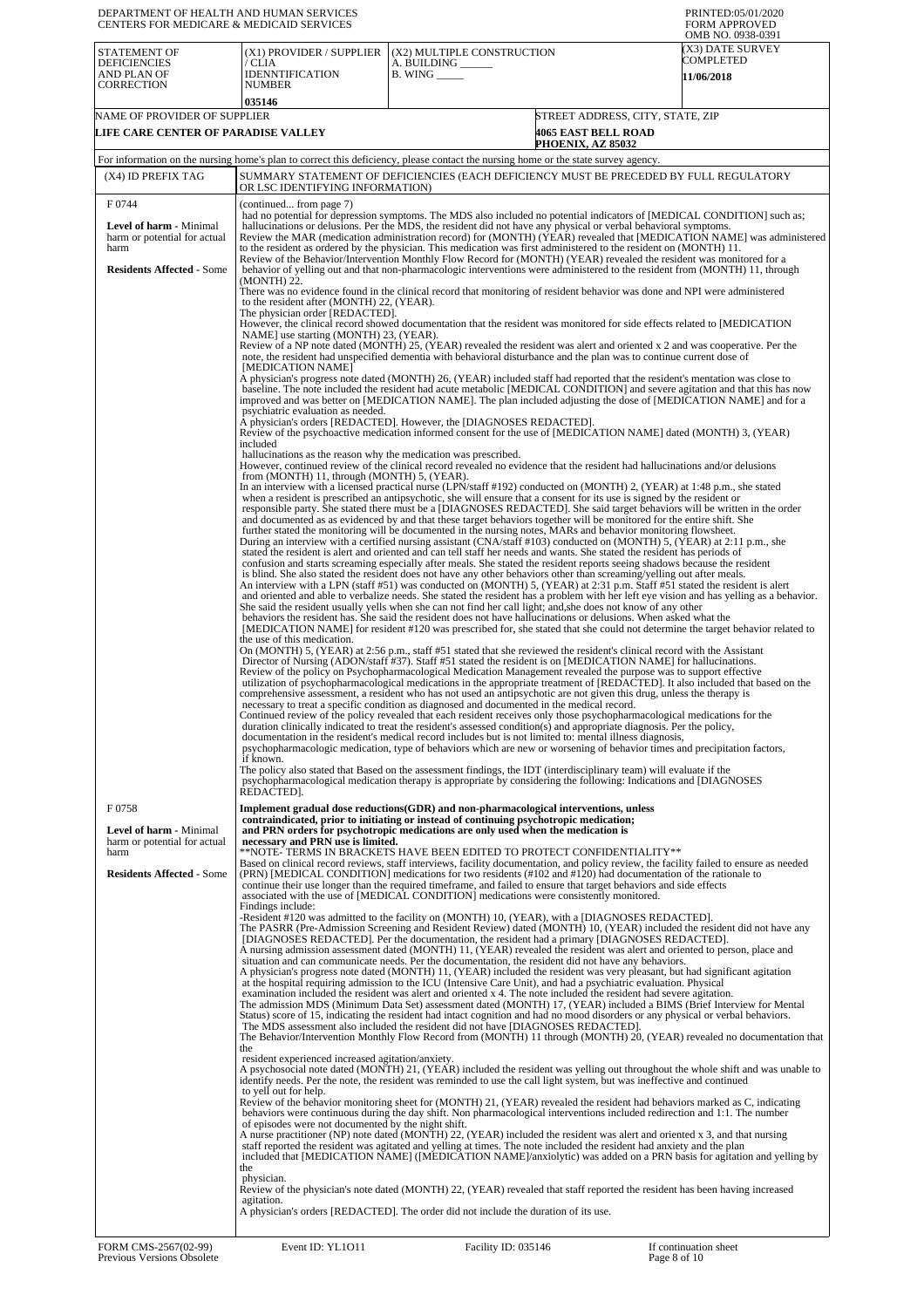DEPARTMENT OF HEALTH AND HUMAN SERVICES
CENTERS FOR MEDICARE & MEDICAID SERVICES

PRINTED:05/01/2020
FORM APPROVED
OMB NO. 0938-0391

| STATEMENT OF DEFICIENCIES AND PLAN OF CORRECTION | (X1) PROVIDER / SUPPLIER / CLIA IDENNTIFICATION NUMBER | (X2) MULTIPLE CONSTRUCTION A. BUILDING ______ B. WING _____ | (X3) DATE SURVEY COMPLETED |
|---|---|---|---|
| | 035146 | | 11/06/2018 |

| NAME OF PROVIDER OF SUPPLIER | STREET ADDRESS, CITY, STATE, ZIP |
|---|---|
| LIFE CARE CENTER OF PARADISE VALLEY | 4065 EAST BELL ROAD PHOENIX, AZ 85032 |

For information on the nursing home's plan to correct this deficiency, please contact the nursing home or the state survey agency.

| (X4) ID PREFIX TAG | SUMMARY STATEMENT OF DEFICIENCIES (EACH DEFICIENCY MUST BE PRECEDED BY FULL REGULATORY OR LSC IDENTIFYING INFORMATION) |
|---|---|
| F 0744 **Level of harm** - Minimal harm or potential for actual harm **Residents Affected** - Some | (continued... from page 7) had no potential for depression symptoms. The MDS also included no potential indicators of [MEDICAL CONDITION] such as; hallucinations or delusions. Per the MDS, the resident did not have any physical or verbal behavioral symptoms. Review the MAR (medication administration record) for (MONTH) (YEAR) revealed that [MEDICATION NAME] was administered to the resident as ordered by the physician. This medication was first administered to the resident on (MONTH) 11. Review of the Behavior/Intervention Monthly Flow Record for (MONTH) (YEAR) revealed the resident was monitored for a behavior of yelling out and that non-pharmacologic interventions were administered to the resident from (MONTH) 11, through (MONTH) 22. There was no evidence found in the clinical record that monitoring of resident behavior was done and NPI were administered to the resident after (MONTH) 22, (YEAR). The physician order [REDACTED]. However, the clinical record showed documentation that the resident was monitored for side effects related to [MEDICATION NAME] use starting (MONTH) 23, (YEAR). Review of a NP note dated (MONTH) 25, (YEAR) revealed the resident was alert and oriented x 2 and was cooperative. Per the note, the resident had unspecified dementia with behavioral disturbance and the plan was to continue current dose of [MEDICATION NAME] A physician's progress note dated (MONTH) 26, (YEAR) included staff had reported that the resident's mentation was close to baseline. The note included the resident had acute metabolic [MEDICAL CONDITION] and severe agitation and that this has now improved and was better on [MEDICATION NAME]. The plan included adjusting the dose of [MEDICATION NAME] and for a psychiatric evaluation as needed. A physician's orders [REDACTED]. However, the [DIAGNOSES REDACTED]. Review of the psychoactive medication informed consent for the use of [MEDICATION NAME] dated (MONTH) 3, (YEAR) included hallucinations as the reason why the medication was prescribed. However, continued review of the clinical record revealed no evidence that the resident had hallucinations and/or delusions from (MONTH) 11, through (MONTH) 5, (YEAR). In an interview with a licensed practical nurse (LPN/staff #192) conducted on (MONTH) 2, (YEAR) at 1:48 p.m., she stated when a resident is prescribed an antipsychotic, she will ensure that a consent for its use is signed by the resident or responsible party. She stated there must be a [DIAGNOSES REDACTED]. She said target behaviors will be written in the order and documented as as evidenced by and that these target behaviors together will be monitored for the entire shift. She further stated the monitoring will be documented in the nursing notes, MARs and behavior monitoring flowsheet. During an interview with a certified nursing assistant (CNA/staff #103) conducted on (MONTH) 5, (YEAR) at 2:11 p.m., she stated the resident is alert and oriented and can tell staff her needs and wants. She stated the resident has periods of confusion and starts screaming especially after meals. She stated the resident reports seeing shadows because the resident is blind. She also stated the resident does not have any other behaviors other than screaming/yelling out after meals. An interview with a LPN (staff #51) was conducted on (MONTH) 5, (YEAR) at 2:31 p.m. Staff #51 stated the resident is alert and oriented and able to verbalize needs. She stated the resident has a problem with her left eye vision and has yelling as a behavior. She said the resident usually yells when she can not find her call light; and,she does not know of any other behaviors the resident has. She said the resident does not have hallucinations or delusions. When asked what the [MEDICATION NAME] for resident #120 was prescribed for, she stated that she could not determine the target behavior related to the use of this medication. On (MONTH) 5, (YEAR) at 2:56 p.m., staff #51 stated that she reviewed the resident's clinical record with the Assistant Director of Nursing (ADON/staff #37). Staff #51 stated the resident is on [MEDICATION NAME] for hallucinations. Review of the policy on Psychopharmacological Medication Management revealed the purpose was to support effective utilization of psychopharmacological medications in the appropriate treatment of [REDACTED]. It also included that based on the comprehensive assessment, a resident who has not used an antipsychotic are not given this drug, unless the therapy is necessary to treat a specific condition as diagnosed and documented in the medical record. Continued review of the policy revealed that each resident receives only those psychopharmacological medications for the duration clinically indicated to treat the resident's assessed condition(s) and appropriate diagnosis. Per the policy, documentation in the resident's medical record includes but is not limited to: mental illness diagnosis, psychopharmacologic medication, type of behaviors which are new or worsening of behavior times and precipitation factors, if known. The policy also stated that Based on the assessment findings, the IDT (interdisciplinary team) will evaluate if the psychopharmacological medication therapy is appropriate by considering the following: Indications and [DIAGNOSES REDACTED]. |
| F 0758 **Level of harm** - Minimal harm or potential for actual harm **Residents Affected** - Some | **Implement gradual dose reductions(GDR) and non-pharmacological interventions, unless contraindicated, prior to initiating or instead of continuing psychotropic medication; and PRN orders for psychotropic medications are only used when the medication is necessary and PRN use is limited.** **NOTE- TERMS IN BRACKETS HAVE BEEN EDITED TO PROTECT CONFIDENTIALITY** Based on clinical record reviews, staff interviews, facility documentation, and policy review, the facility failed to ensure as needed (PRN) [MEDICAL CONDITION] medications for two residents (#102 and #120) had documentation of the rationale to continue their use longer than the required timeframe, and failed to ensure that target behaviors and side effects associated with the use of [MEDICAL CONDITION] medications were consistently monitored. Findings include: -Resident #120 was admitted to the facility on (MONTH) 10, (YEAR), with a [DIAGNOSES REDACTED]. The PASRR (Pre-Admission Screening and Resident Review) dated (MONTH) 10, (YEAR) included the resident did not have any [DIAGNOSES REDACTED]. Per the documentation, the resident had a primary [DIAGNOSES REDACTED]. A nursing admission assessment dated (MONTH) 11, (YEAR) revealed the resident was alert and oriented to person, place and situation and can communicate needs. Per the documentation, the resident did not have any behaviors. A physician's progress note dated (MONTH) 11, (YEAR) included the resident was very pleasant, but had significant agitation at the hospital requiring admission to the ICU (Intensive Care Unit), and had a psychiatric evaluation. Physical examination included the resident was alert and oriented x 4. The note included the resident had severe agitation. The admission MDS (Minimum Data Set) assessment dated (MONTH) 17, (YEAR) included a BIMS (Brief Interview for Mental Status) score of 15, indicating the resident had intact cognition and had no mood disorders or any physical or verbal behaviors. The MDS assessment also included the resident did not have [DIAGNOSES REDACTED]. The Behavior/Intervention Monthly Flow Record from (MONTH) 11 through (MONTH) 20, (YEAR) revealed no documentation that the resident experienced increased agitation/anxiety. A psychosocial note dated (MONTH) 21, (YEAR) included the resident was yelling out throughout the whole shift and was unable to identify needs. Per the note, the resident was reminded to use the call light system, but was ineffective and continued to yell out for help. Review of the behavior monitoring sheet for (MONTH) 21, (YEAR) revealed the resident had behaviors marked as C, indicating behaviors were continuous during the day shift. Non pharmacological interventions included redirection and 1:1. The number of episodes were not documented by the night shift. A nurse practitioner (NP) note dated (MONTH) 22, (YEAR) included the resident was alert and oriented x 3, and that nursing staff reported the resident was agitated and yelling at times. The note included the resident had anxiety and the plan included that [MEDICATION NAME] ([MEDICATION NAME]/anxiolytic) was added on a PRN basis for agitation and yelling by the physician. Review of the physician's note dated (MONTH) 22, (YEAR) revealed that staff reported the resident has been having increased agitation. A physician's orders [REDACTED]. The order did not include the duration of its use. |

FORM CMS-2567(02-99) Previous Versions Obsolete | Event ID: YL1O11 | Facility ID: 035146 | If continuation sheet Page 8 of 10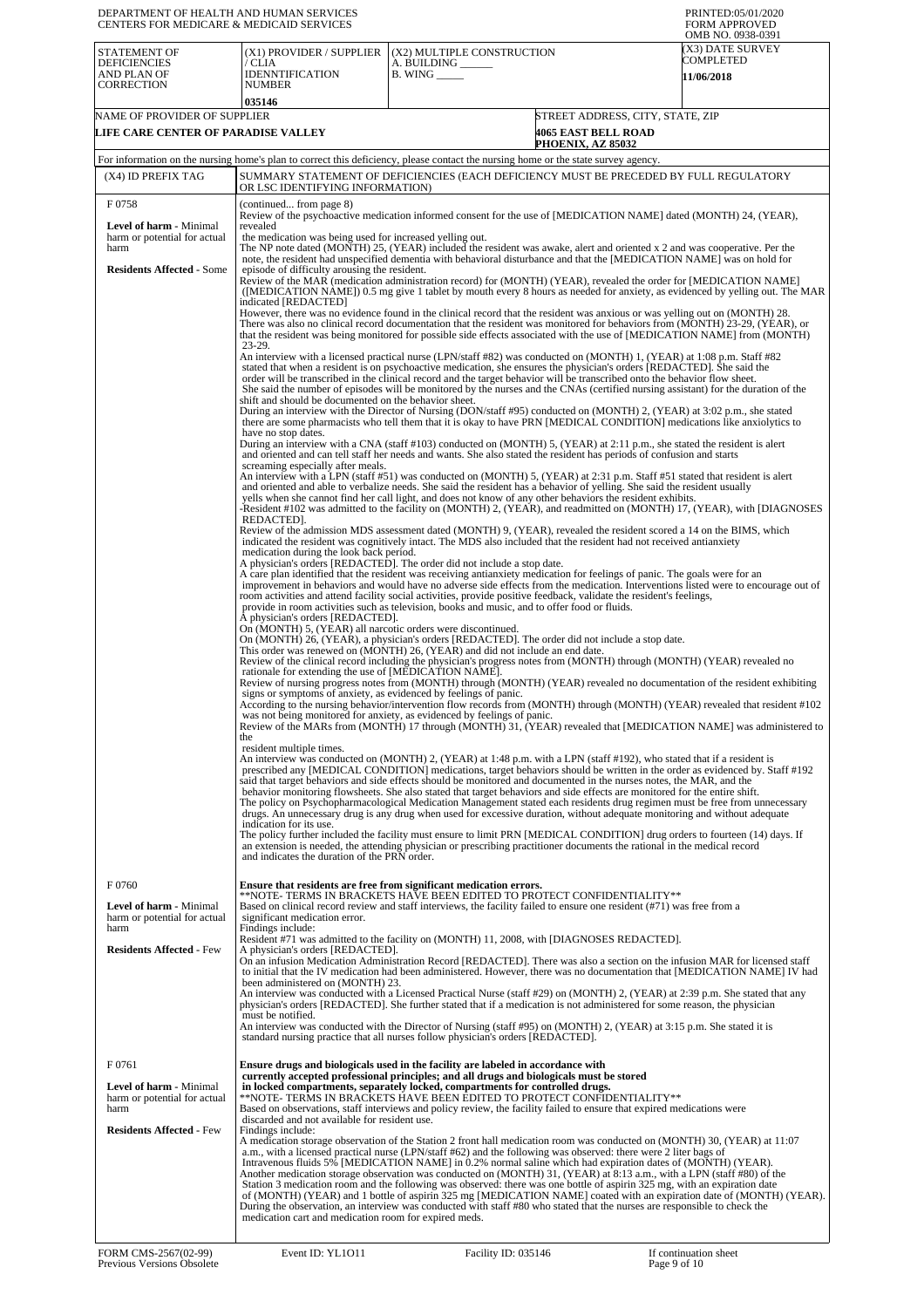| STATEMENT OF DEFICIENCIES AND PLAN OF CORRECTION | (X1) PROVIDER / SUPPLIER / CLIA IDENNTIFICATION NUMBER | (X2) MULTIPLE CONSTRUCTION A. BUILDING ______ B. WING _____ | (X3) DATE SURVEY COMPLETED |
|---|---|---|---|
| | 035146 | | 11/06/2018 |

| NAME OF PROVIDER OF SUPPLIER | STREET ADDRESS, CITY, STATE, ZIP |
|---|---|
| LIFE CARE CENTER OF PARADISE VALLEY | 4065 EAST BELL ROAD PHOENIX, AZ 85032 |

For information on the nursing home's plan to correct this deficiency, please contact the nursing home or the state survey agency.

| (X4) ID PREFIX TAG | SUMMARY STATEMENT OF DEFICIENCIES (EACH DEFICIENCY MUST BE PRECEDED BY FULL REGULATORY OR LSC IDENTIFYING INFORMATION) |
|---|---|
| F 0758<br><br>**Level of harm** - Minimal harm or potential for actual harm<br><br>**Residents Affected** - Some | (continued... from page 8)<br>Review of the psychoactive medication informed consent for the use of [MEDICATION NAME] dated (MONTH) 24, (YEAR), revealed the medication was being used for increased yelling out.<br>The NP note dated (MONTH) 25, (YEAR) included the resident was awake, alert and oriented x 2 and was cooperative. Per the note, the resident had unspecified dementia with behavioral disturbance and that the [MEDICATION NAME] was on hold for episode of difficulty arousing the resident.<br>Review of the MAR (medication administration record) for (MONTH) (YEAR), revealed the order for [MEDICATION NAME] ([MEDICATION NAME]) 0.5 mg give 1 tablet by mouth every 8 hours as needed for anxiety, as evidenced by yelling out. The MAR indicated [REDACTED]<br>However, there was no evidence found in the clinical record that the resident was anxious or was yelling out on (MONTH) 28. There was also no clinical record documentation that the resident was monitored for behaviors from (MONTH) 23-29, (YEAR), or that the resident was being monitored for possible side effects associated with the use of [MEDICATION NAME] from (MONTH) 23-29.<br>An interview with a licensed practical nurse (LPN/staff #82) was conducted on (MONTH) 1, (YEAR) at 1:08 p.m. Staff #82 stated that when a resident is on psychoactive medication, she ensures the physician's orders [REDACTED]. She said the order will be transcribed in the clinical record and the target behavior will be transcribed onto the behavior flow sheet. She said the number of episodes will be monitored by the nurses and the CNAs (certified nursing assistant) for the duration of the shift and should be documented on the behavior sheet.<br>During an interview with the Director of Nursing (DON/staff #95) conducted on (MONTH) 2, (YEAR) at 3:02 p.m., she stated there are some pharmacists who tell them that it is okay to have PRN [MEDICAL CONDITION] medications like anxiolytics to have no stop dates.<br>During an interview with a CNA (staff #103) conducted on (MONTH) 5, (YEAR) at 2:11 p.m., she stated the resident is alert and oriented and can tell staff her needs and wants. She also stated the resident has periods of confusion and starts screaming especially after meals.<br>An interview with a LPN (staff #51) was conducted on (MONTH) 5, (YEAR) at 2:31 p.m. Staff #51 stated that resident is alert and oriented and able to verbalize needs. She said the resident has a behavior of yelling. She said the resident usually yells when she cannot find her call light, and does not know of any other behaviors the resident exhibits.<br>-Resident #102 was admitted to the facility on (MONTH) 2, (YEAR), and readmitted on (MONTH) 17, (YEAR), with [DIAGNOSES REDACTED].<br>Review of the admission MDS assessment dated (MONTH) 9, (YEAR), revealed the resident scored a 14 on the BIMS, which indicated the resident was cognitively intact. The MDS also included that the resident had not received antianxiety medication during the look back period.<br>A physician's orders [REDACTED]. The order did not include a stop date.<br>A care plan identified that the resident was receiving antianxiety medication for feelings of panic. The goals were for an improvement in behaviors and would have no adverse side effects from the medication. Interventions listed were to encourage out of room activities and attend facility social activities, provide positive feedback, validate the resident's feelings, provide in room activities such as television, books and music, and to offer food or fluids.<br>A physician's orders [REDACTED].<br>On (MONTH) 5, (YEAR) all narcotic orders were discontinued.<br>On (MONTH) 26, (YEAR), a physician's orders [REDACTED]. The order did not include a stop date.<br>This order was renewed on (MONTH) 26, (YEAR) and did not include an end date.<br>Review of the clinical record including the physician's progress notes from (MONTH) through (MONTH) (YEAR) revealed no rationale for extending the use of [MEDICATION NAME].<br>Review of nursing progress notes from (MONTH) through (MONTH) (YEAR) revealed no documentation of the resident exhibiting signs or symptoms of anxiety, as evidenced by feelings of panic.<br>According to the nursing behavior/intervention flow records from (MONTH) through (MONTH) (YEAR) revealed that resident #102 was not being monitored for anxiety, as evidenced by feelings of panic.<br>Review of the MARs from (MONTH) 17 through (MONTH) 31, (YEAR) revealed that [MEDICATION NAME] was administered to the resident multiple times.<br>An interview was conducted on (MONTH) 2, (YEAR) at 1:48 p.m. with a LPN (staff #192), who stated that if a resident is prescribed any [MEDICAL CONDITION] medications, target behaviors should be written in the order as evidenced by. Staff #192 said that target behaviors and side effects should be monitored and documented in the nurses notes, the MAR, and the behavior monitoring flowsheets. She also stated that target behaviors and side effects are monitored for the entire shift.<br>The policy on Psychopharmacological Medication Management stated each residents drug regimen must be free from unnecessary drugs. An unnecessary drug is any drug when used for excessive duration, without adequate monitoring and without adequate indication for its use.<br>The policy further included the facility must ensure to limit PRN [MEDICAL CONDITION] drug orders to fourteen (14) days. If an extension is needed, the attending physician or prescribing practitioner documents the rational in the medical record and indicates the duration of the PRN order. |
| F 0760<br><br>**Level of harm** - Minimal harm or potential for actual harm<br><br>**Residents Affected** - Few | **Ensure that residents are free from significant medication errors.**<br>**NOTE- TERMS IN BRACKETS HAVE BEEN EDITED TO PROTECT CONFIDENTIALITY**<br>Based on clinical record review and staff interviews, the facility failed to ensure one resident (#71) was free from a significant medication error.<br>Findings include:<br>Resident #71 was admitted to the facility on (MONTH) 11, 2008, with [DIAGNOSES REDACTED].<br>A physician's orders [REDACTED].<br>On an infusion Medication Administration Record [REDACTED]. There was also a section on the infusion MAR for licensed staff to initial that the IV medication had been administered. However, there was no documentation that [MEDICATION NAME] IV had been administered on (MONTH) 23.<br>An interview was conducted with a Licensed Practical Nurse (staff #29) on (MONTH) 2, (YEAR) at 2:39 p.m. She stated that any physician's orders [REDACTED]. She further stated that if a medication is not administered for some reason, the physician must be notified.<br>An interview was conducted with the Director of Nursing (staff #95) on (MONTH) 2, (YEAR) at 3:15 p.m. She stated it is standard nursing practice that all nurses follow physician's orders [REDACTED]. |
| F 0761<br><br>**Level of harm** - Minimal harm or potential for actual harm<br><br>**Residents Affected** - Few | **Ensure drugs and biologicals used in the facility are labeled in accordance with currently accepted professional principles; and all drugs and biologicals must be stored in locked compartments, separately locked, compartments for controlled drugs.**<br>**NOTE- TERMS IN BRACKETS HAVE BEEN EDITED TO PROTECT CONFIDENTIALITY**<br>Based on observations, staff interviews and policy review, the facility failed to ensure that expired medications were discarded and not available for resident use.<br>Findings include:<br>A medication storage observation of the Station 2 front hall medication room was conducted on (MONTH) 30, (YEAR) at 11:07 a.m., with a licensed practical nurse (LPN/staff #62) and the following was observed: there were 2 liter bags of Intravenous fluids 5% [MEDICATION NAME] in 0.2% normal saline which had expiration dates of (MONTH) (YEAR).<br>Another medication storage observation was conducted on (MONTH) 31, (YEAR) at 8:13 a.m., with a LPN (staff #80) of the Station 3 medication room and the following was observed: there was one bottle of aspirin 325 mg, with an expiration date of (MONTH) (YEAR) and 1 bottle of aspirin 325 mg [MEDICATION NAME] coated with an expiration date of (MONTH) (YEAR).<br>During the observation, an interview was conducted with staff #80 who stated that the nurses are responsible to check the medication cart and medication room for expired meds. |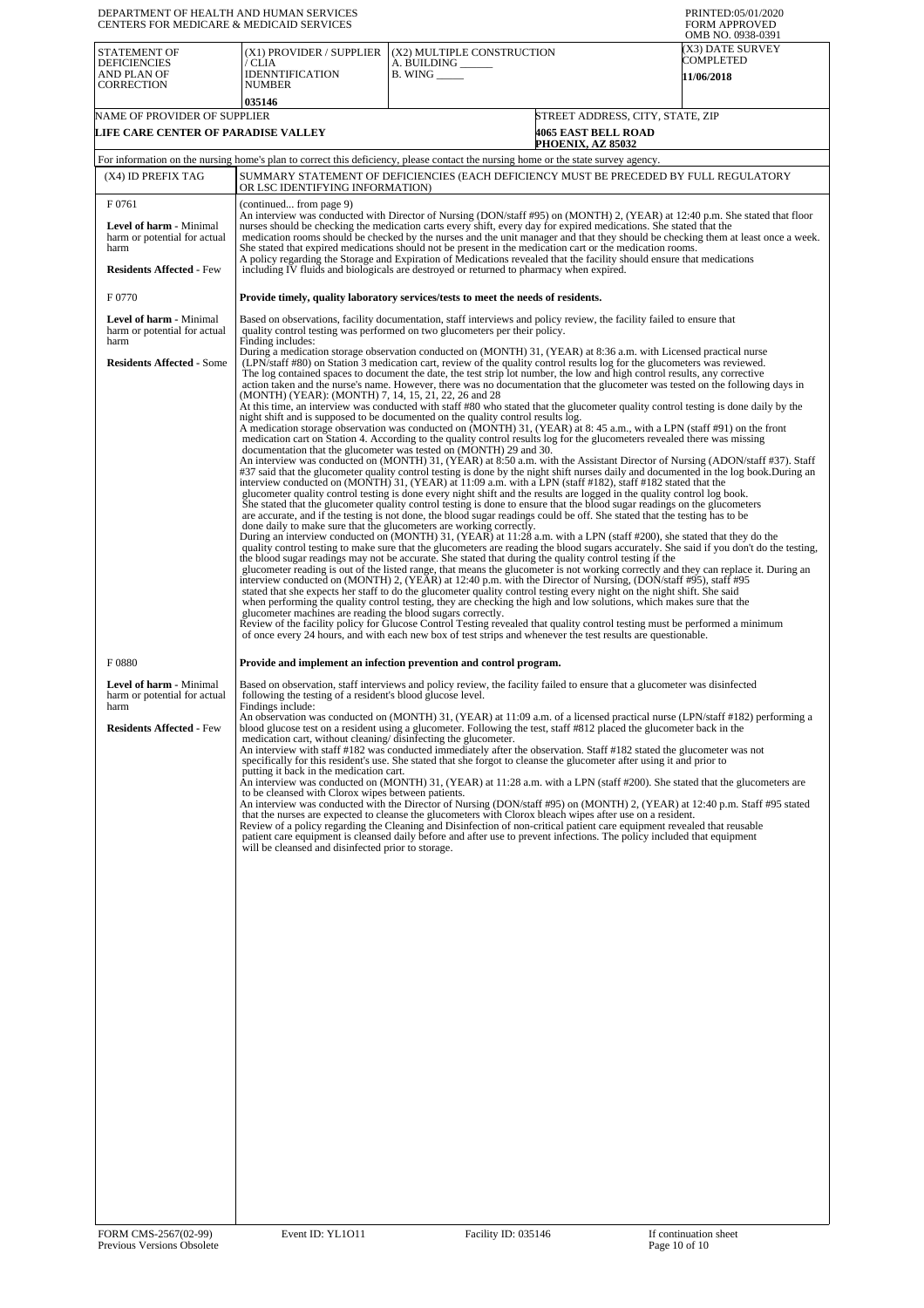DEPARTMENT OF HEALTH AND HUMAN SERVICES
CENTERS FOR MEDICARE & MEDICAID SERVICES

PRINTED:05/01/2020
FORM APPROVED
OMB NO. 0938-0391

| STATEMENT OF DEFICIENCIES AND PLAN OF CORRECTION | (X1) PROVIDER / SUPPLIER / CLIA IDENNTIFICATION NUMBER | (X2) MULTIPLE CONSTRUCTION A. BUILDING ______ B. WING _____ | (X3) DATE SURVEY COMPLETED |
|---|---|---|---|
| | 035146 | | 11/06/2018 |

| NAME OF PROVIDER OF SUPPLIER | STREET ADDRESS, CITY, STATE, ZIP |
|---|---|
| LIFE CARE CENTER OF PARADISE VALLEY | 4065 EAST BELL ROAD PHOENIX, AZ 85032 |

For information on the nursing home's plan to correct this deficiency, please contact the nursing home or the state survey agency.

| (X4) ID PREFIX TAG | SUMMARY STATEMENT OF DEFICIENCIES (EACH DEFICIENCY MUST BE PRECEDED BY FULL REGULATORY OR LSC IDENTIFYING INFORMATION) |
|---|---|
| F 0761<br><br>**Level of harm** - Minimal harm or potential for actual harm<br><br>**Residents Affected** - Few | (continued... from page 9)<br>An interview was conducted with Director of Nursing (DON/staff #95) on (MONTH) 2, (YEAR) at 12:40 p.m. She stated that floor nurses should be checking the medication carts every shift, every day for expired medications. She stated that the medication rooms should be checked by the nurses and the unit manager and that they should be checking them at least once a week. She stated that expired medications should not be present in the medication cart or the medication rooms.<br>A policy regarding the Storage and Expiration of Medications revealed that the facility should ensure that medications including IV fluids and biologicals are destroyed or returned to pharmacy when expired. |
| F 0770<br><br>**Level of harm** - Minimal harm or potential for actual harm<br><br>**Residents Affected** - Some | **Provide timely, quality laboratory services/tests to meet the needs of residents.**<br><br>Based on observations, facility documentation, staff interviews and policy review, the facility failed to ensure that quality control testing was performed on two glucometers per their policy.<br>Finding includes:<br>During a medication storage observation conducted on (MONTH) 31, (YEAR) at 8:36 a.m. with Licensed practical nurse (LPN/staff #80) on Station 3 medication cart, review of the quality control results log for the glucometers was reviewed. The log contained spaces to document the date, the test strip lot number, the low and high control results, any corrective action taken and the nurse's name. However, there was no documentation that the glucometer was tested on the following days in (MONTH) (YEAR): (MONTH) 7, 14, 15, 21, 22, 26 and 28<br>At this time, an interview was conducted with staff #80 who stated that the glucometer quality control testing is done daily by the night shift and is supposed to be documented on the quality control results log.<br>A medication storage observation was conducted on (MONTH) 31, (YEAR) at 8: 45 a.m., with a LPN (staff #91) on the front medication cart on Station 4. According to the quality control results log for the glucometers revealed there was missing documentation that the glucometer was tested on (MONTH) 29 and 30.<br>An interview was conducted on (MONTH) 31, (YEAR) at 8:50 a.m. with the Assistant Director of Nursing (ADON/staff #37). Staff #37 said that the glucometer quality control testing is done by the night shift nurses daily and documented in the log book.During an interview conducted on (MONTH) 31, (YEAR) at 11:09 a.m. with a LPN (staff #182), staff #182 stated that the glucometer quality control testing is done every night shift and the results are logged in the quality control log book. She stated that the glucometer quality control testing is done to ensure that the blood sugar readings on the glucometers are accurate, and if the testing is not done, the blood sugar readings could be off. She stated that the testing has to be done daily to make sure that the glucometers are working correctly.<br>During an interview conducted on (MONTH) 31, (YEAR) at 11:28 a.m. with a LPN (staff #200), she stated that they do the quality control testing to make sure that the glucometers are reading the blood sugars accurately. She said if you don't do the testing, the blood sugar readings may not be accurate. She stated that during the quality control testing if the glucometer reading is out of the listed range, that means the glucometer is not working correctly and they can replace it. During an interview conducted on (MONTH) 2, (YEAR) at 12:40 p.m. with the Director of Nursing, (DON/staff #95), staff #95 stated that she expects her staff to do the glucometer quality control testing every night on the night shift. She said when performing the quality control testing, they are checking the high and low solutions, which makes sure that the glucometer machines are reading the blood sugars correctly.<br>Review of the facility policy for Glucose Control Testing revealed that quality control testing must be performed a minimum of once every 24 hours, and with each new box of test strips and whenever the test results are questionable. |
| F 0880<br><br>**Level of harm** - Minimal harm or potential for actual harm<br><br>**Residents Affected** - Few | **Provide and implement an infection prevention and control program.**<br><br>Based on observation, staff interviews and policy review, the facility failed to ensure that a glucometer was disinfected following the testing of a resident's blood glucose level.<br>Findings include:<br>An observation was conducted on (MONTH) 31, (YEAR) at 11:09 a.m. of a licensed practical nurse (LPN/staff #182) performing a blood glucose test on a resident using a glucometer. Following the test, staff #812 placed the glucometer back in the medication cart, without cleaning/ disinfecting the glucometer.<br>An interview with staff #182 was conducted immediately after the observation. Staff #182 stated the glucometer was not specifically for this resident's use. She stated that she forgot to cleanse the glucometer after using it and prior to putting it back in the medication cart.<br>An interview was conducted on (MONTH) 31, (YEAR) at 11:28 a.m. with a LPN (staff #200). She stated that the glucometers are to be cleansed with Clorox wipes between patients.<br>An interview was conducted with the Director of Nursing (DON/staff #95) on (MONTH) 2, (YEAR) at 12:40 p.m. Staff #95 stated that the nurses are expected to cleanse the glucometers with Clorox bleach wipes after use on a resident.<br>Review of a policy regarding the Cleaning and Disinfection of non-critical patient care equipment revealed that reusable patient care equipment is cleansed daily before and after use to prevent infections. The policy included that equipment will be cleansed and disinfected prior to storage. |

FORM CMS-2567(02-99) Previous Versions Obsolete | Event ID: YL1O11 | Facility ID: 035146 | If continuation sheet